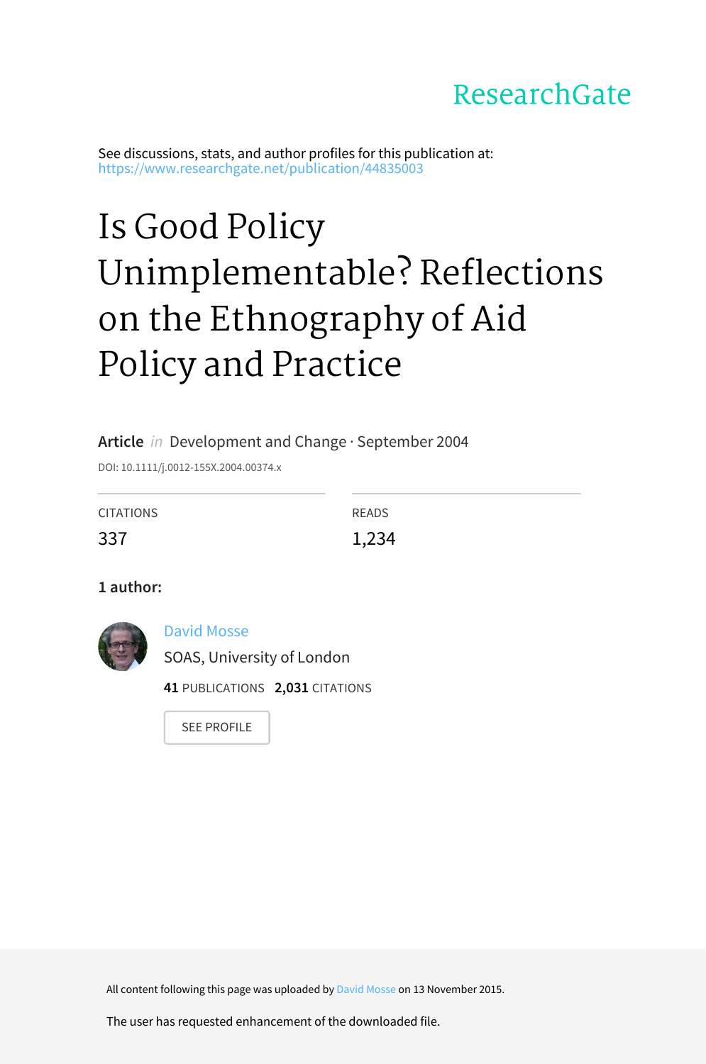ResearchGate

See discussions, stats, and author profiles for this publication at: https://www.researchgate.net/publication/44835003

# Is Good Policy Unimplementable? Reflections on the Ethnography of Aid Policy and Practice

**Article** *in* Development and Change · September 2004

DOI: 10.1111/j.0012-155X.2004.00374.x

| CITATIONS | READS |
| --- | --- |
| 337 | 1,234 |

**1 author:**

David Mosse
SOAS, University of London
**41** PUBLICATIONS **2,031** CITATIONS

SEE PROFILE

All content following this page was uploaded by David Mosse on 13 November 2015.

The user has requested enhancement of the downloaded file.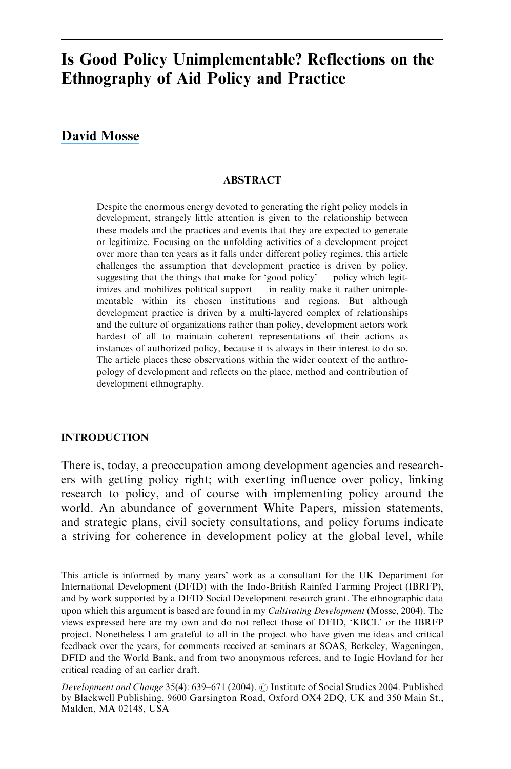# Is Good Policy Unimplementable? Reflections on the Ethnography of Aid Policy and Practice

## David Mosse

### ABSTRACT

Despite the enormous energy devoted to generating the right policy models in development, strangely little attention is given to the relationship between these models and the practices and events that they are expected to generate or legitimize. Focusing on the unfolding activities of a development project over more than ten years as it falls under different policy regimes, this article challenges the assumption that development practice is driven by policy, suggesting that the things that make for 'good policy' — policy which legitimizes and mobilizes political support — in reality make it rather unimplementable within its chosen institutions and regions. But although development practice is driven by a multi-layered complex of relationships and the culture of organizations rather than policy, development actors work hardest of all to maintain coherent representations of their actions as instances of authorized policy, because it is always in their interest to do so. The article places these observations within the wider context of the anthropology of development and reflects on the place, method and contribution of development ethnography.

### INTRODUCTION

There is, today, a preoccupation among development agencies and researchers with getting policy right; with exerting influence over policy, linking research to policy, and of course with implementing policy around the world. An abundance of government White Papers, mission statements, and strategic plans, civil society consultations, and policy forums indicate a striving for coherence in development policy at the global level, while

---

This article is informed by many years' work as a consultant for the UK Department for International Development (DFID) with the Indo-British Rainfed Farming Project (IBRFP), and by work supported by a DFID Social Development research grant. The ethnographic data upon which this argument is based are found in my *Cultivating Development* (Mosse, 2004). The views expressed here are my own and do not reflect those of DFID, 'KBCL' or the IBRFP project. Nonetheless I am grateful to all in the project who have given me ideas and critical feedback over the years, for comments received at seminars at SOAS, Berkeley, Wageningen, DFID and the World Bank, and from two anonymous referees, and to Ingie Hovland for her critical reading of an earlier draft.

*Development and Change* 35(4): 639–671 (2004). © Institute of Social Studies 2004. Published by Blackwell Publishing, 9600 Garsington Road, Oxford OX4 2DQ, UK and 350 Main St., Malden, MA 02148, USA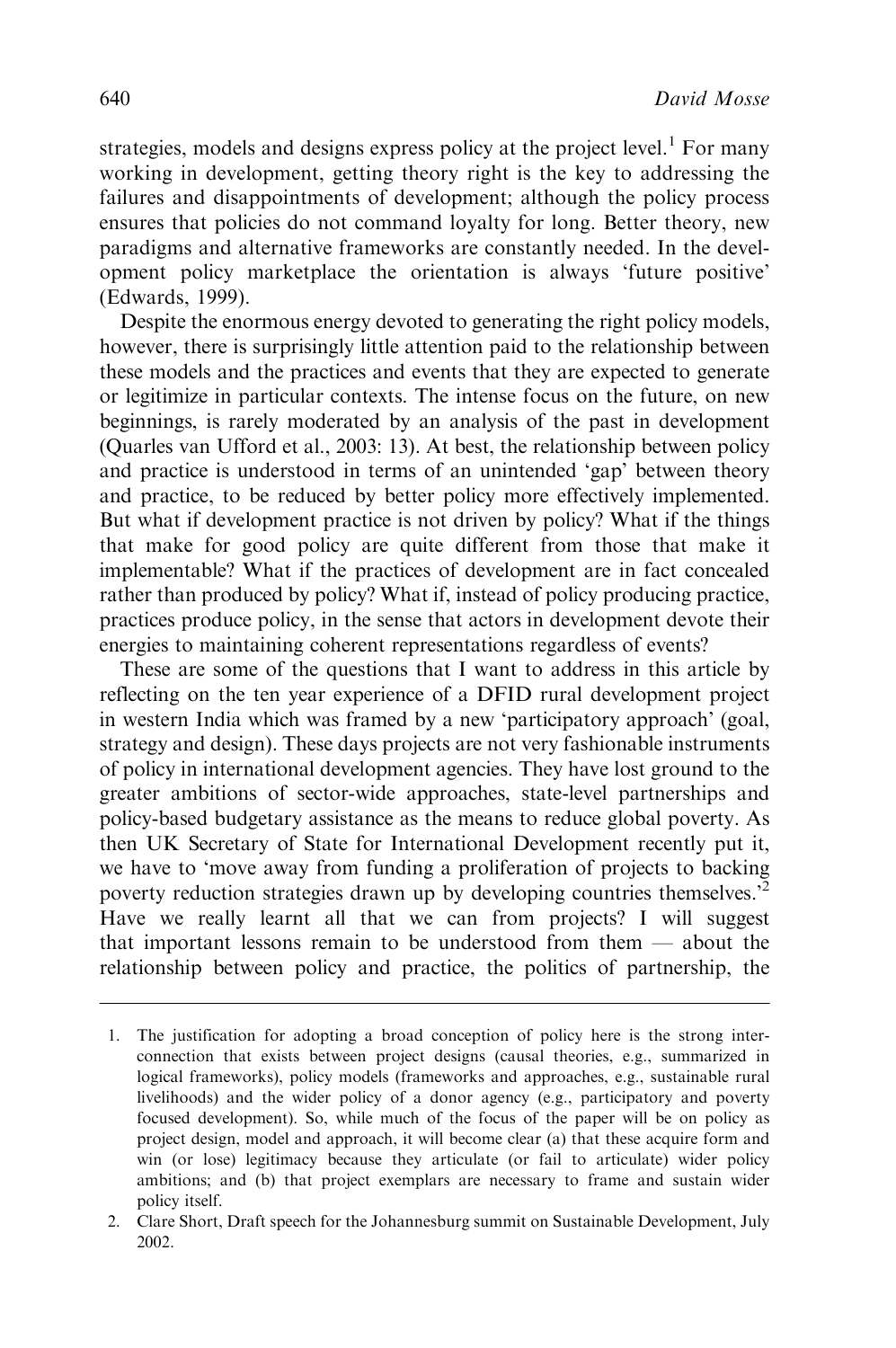strategies, models and designs express policy at the project level.[1] For many working in development, getting theory right is the key to addressing the failures and disappointments of development; although the policy process ensures that policies do not command loyalty for long. Better theory, new paradigms and alternative frameworks are constantly needed. In the development policy marketplace the orientation is always 'future positive' (Edwards, 1999).

Despite the enormous energy devoted to generating the right policy models, however, there is surprisingly little attention paid to the relationship between these models and the practices and events that they are expected to generate or legitimize in particular contexts. The intense focus on the future, on new beginnings, is rarely moderated by an analysis of the past in development (Quarles van Ufford et al., 2003: 13). At best, the relationship between policy and practice is understood in terms of an unintended 'gap' between theory and practice, to be reduced by better policy more effectively implemented. But what if development practice is not driven by policy? What if the things that make for good policy are quite different from those that make it implementable? What if the practices of development are in fact concealed rather than produced by policy? What if, instead of policy producing practice, practices produce policy, in the sense that actors in development devote their energies to maintaining coherent representations regardless of events?

These are some of the questions that I want to address in this article by reflecting on the ten year experience of a DFID rural development project in western India which was framed by a new 'participatory approach' (goal, strategy and design). These days projects are not very fashionable instruments of policy in international development agencies. They have lost ground to the greater ambitions of sector-wide approaches, state-level partnerships and policy-based budgetary assistance as the means to reduce global poverty. As then UK Secretary of State for International Development recently put it, we have to 'move away from funding a proliferation of projects to backing poverty reduction strategies drawn up by developing countries themselves.'[2] Have we really learnt all that we can from projects? I will suggest that important lessons remain to be understood from them — about the relationship between policy and practice, the politics of partnership, the

1. The justification for adopting a broad conception of policy here is the strong interconnection that exists between project designs (causal theories, e.g., summarized in logical frameworks), policy models (frameworks and approaches, e.g., sustainable rural livelihoods) and the wider policy of a donor agency (e.g., participatory and poverty focused development). So, while much of the focus of the paper will be on policy as project design, model and approach, it will become clear (a) that these acquire form and win (or lose) legitimacy because they articulate (or fail to articulate) wider policy ambitions; and (b) that project exemplars are necessary to frame and sustain wider policy itself.

2. Clare Short, Draft speech for the Johannesburg summit on Sustainable Development, July 2002.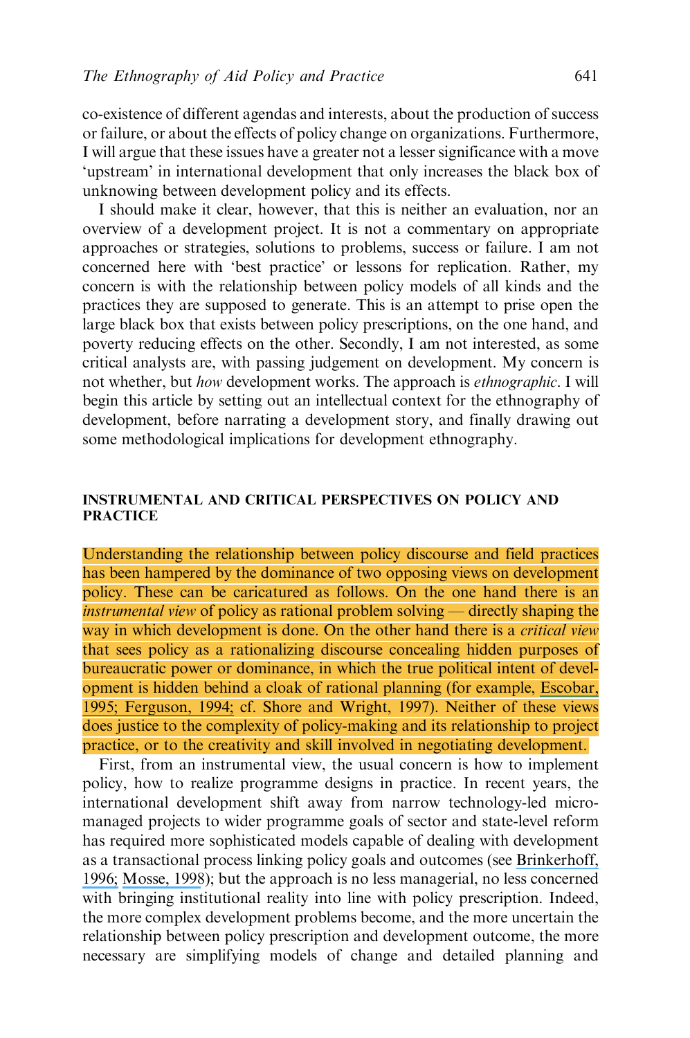co-existence of different agendas and interests, about the production of success or failure, or about the effects of policy change on organizations. Furthermore, I will argue that these issues have a greater not a lesser significance with a move 'upstream' in international development that only increases the black box of unknowing between development policy and its effects.

I should make it clear, however, that this is neither an evaluation, nor an overview of a development project. It is not a commentary on appropriate approaches or strategies, solutions to problems, success or failure. I am not concerned here with 'best practice' or lessons for replication. Rather, my concern is with the relationship between policy models of all kinds and the practices they are supposed to generate. This is an attempt to prise open the large black box that exists between policy prescriptions, on the one hand, and poverty reducing effects on the other. Secondly, I am not interested, as some critical analysts are, with passing judgement on development. My concern is not whether, but *how* development works. The approach is *ethnographic*. I will begin this article by setting out an intellectual context for the ethnography of development, before narrating a development story, and finally drawing out some methodological implications for development ethnography.

## INSTRUMENTAL AND CRITICAL PERSPECTIVES ON POLICY AND PRACTICE

Understanding the relationship between policy discourse and field practices has been hampered by the dominance of two opposing views on development policy. These can be caricatured as follows. On the one hand there is an *instrumental view* of policy as rational problem solving — directly shaping the way in which development is done. On the other hand there is a *critical view* that sees policy as a rationalizing discourse concealing hidden purposes of bureaucratic power or dominance, in which the true political intent of development is hidden behind a cloak of rational planning (for example, Escobar, 1995; Ferguson, 1994; cf. Shore and Wright, 1997). Neither of these views does justice to the complexity of policy-making and its relationship to project practice, or to the creativity and skill involved in negotiating development.

First, from an instrumental view, the usual concern is how to implement policy, how to realize programme designs in practice. In recent years, the international development shift away from narrow technology-led micro-managed projects to wider programme goals of sector and state-level reform has required more sophisticated models capable of dealing with development as a transactional process linking policy goals and outcomes (see Brinkerhoff, 1996; Mosse, 1998); but the approach is no less managerial, no less concerned with bringing institutional reality into line with policy prescription. Indeed, the more complex development problems become, and the more uncertain the relationship between policy prescription and development outcome, the more necessary are simplifying models of change and detailed planning and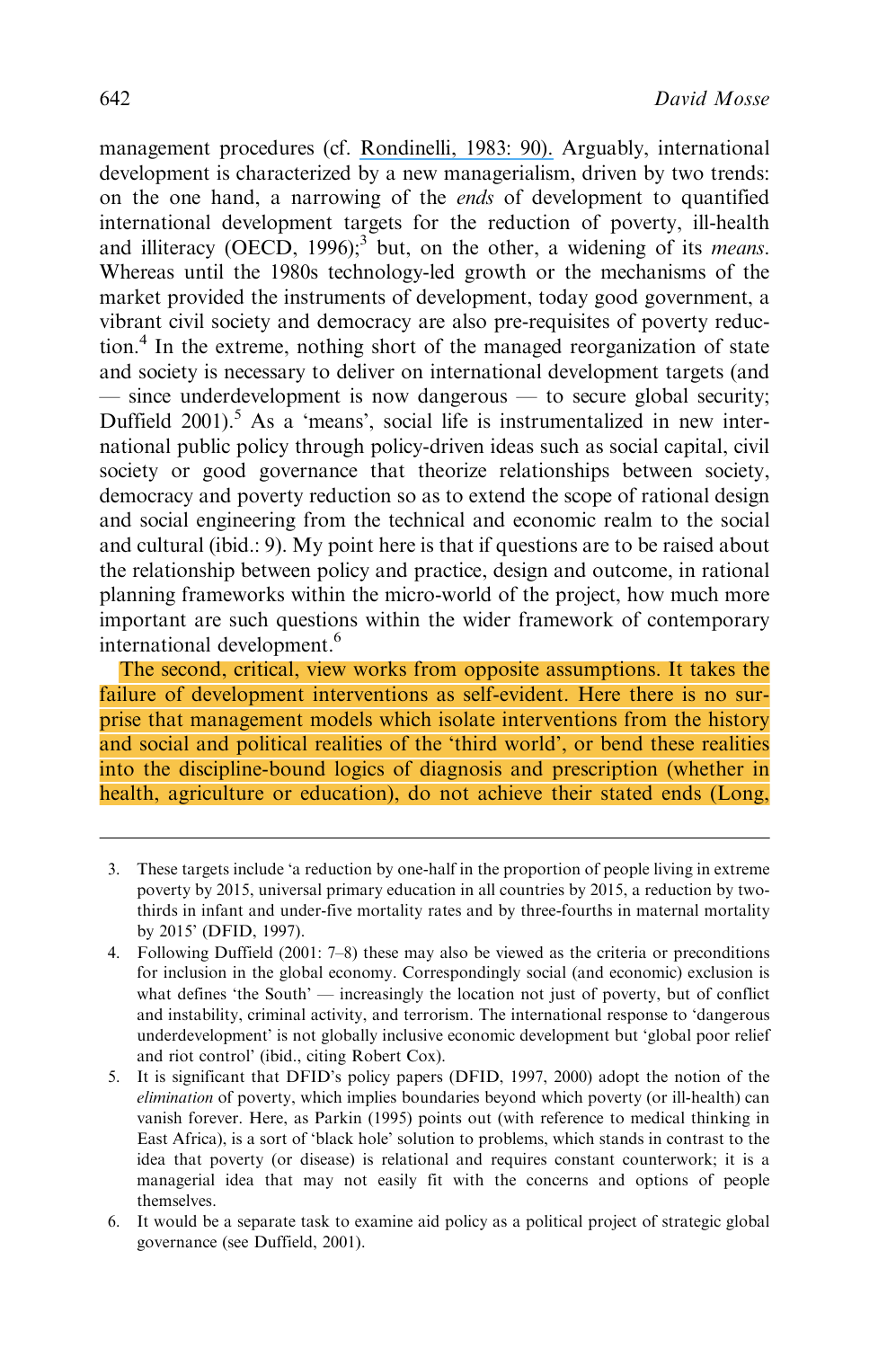management procedures (cf. Rondinelli, 1983: 90). Arguably, international development is characterized by a new managerialism, driven by two trends: on the one hand, a narrowing of the *ends* of development to quantified international development targets for the reduction of poverty, ill-health and illiteracy (OECD, 1996);[3] but, on the other, a widening of its *means*. Whereas until the 1980s technology-led growth or the mechanisms of the market provided the instruments of development, today good government, a vibrant civil society and democracy are also pre-requisites of poverty reduction.[4] In the extreme, nothing short of the managed reorganization of state and society is necessary to deliver on international development targets (and — since underdevelopment is now dangerous — to secure global security; Duffield 2001).[5] As a 'means', social life is instrumentalized in new international public policy through policy-driven ideas such as social capital, civil society or good governance that theorize relationships between society, democracy and poverty reduction so as to extend the scope of rational design and social engineering from the technical and economic realm to the social and cultural (ibid.: 9). My point here is that if questions are to be raised about the relationship between policy and practice, design and outcome, in rational planning frameworks within the micro-world of the project, how much more important are such questions within the wider framework of contemporary international development.[6]

The second, critical, view works from opposite assumptions. It takes the failure of development interventions as self-evident. Here there is no surprise that management models which isolate interventions from the history and social and political realities of the 'third world', or bend these realities into the discipline-bound logics of diagnosis and prescription (whether in health, agriculture or education), do not achieve their stated ends (Long,

---

3. These targets include 'a reduction by one-half in the proportion of people living in extreme poverty by 2015, universal primary education in all countries by 2015, a reduction by two-thirds in infant and under-five mortality rates and by three-fourths in maternal mortality by 2015' (DFID, 1997).

4. Following Duffield (2001: 7–8) these may also be viewed as the criteria or preconditions for inclusion in the global economy. Correspondingly social (and economic) exclusion is what defines 'the South' — increasingly the location not just of poverty, but of conflict and instability, criminal activity, and terrorism. The international response to 'dangerous underdevelopment' is not globally inclusive economic development but 'global poor relief and riot control' (ibid., citing Robert Cox).

5. It is significant that DFID's policy papers (DFID, 1997, 2000) adopt the notion of the *elimination* of poverty, which implies boundaries beyond which poverty (or ill-health) can vanish forever. Here, as Parkin (1995) points out (with reference to medical thinking in East Africa), is a sort of 'black hole' solution to problems, which stands in contrast to the idea that poverty (or disease) is relational and requires constant counterwork; it is a managerial idea that may not easily fit with the concerns and options of people themselves.

6. It would be a separate task to examine aid policy as a political project of strategic global governance (see Duffield, 2001).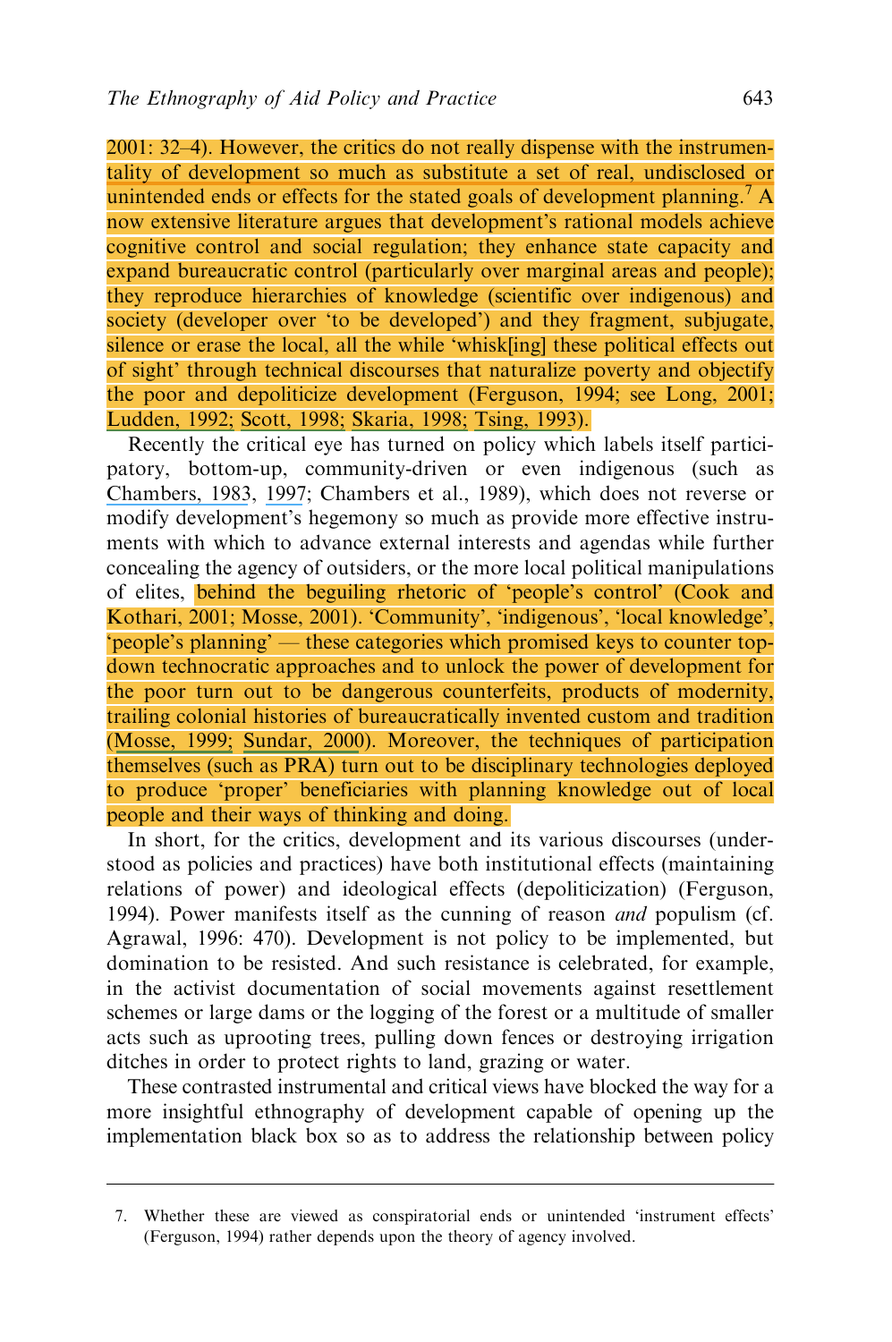2001: 32–4). However, the critics do not really dispense with the instrumentality of development so much as substitute a set of real, undisclosed or unintended ends or effects for the stated goals of development planning.[7] A now extensive literature argues that development's rational models achieve cognitive control and social regulation; they enhance state capacity and expand bureaucratic control (particularly over marginal areas and people); they reproduce hierarchies of knowledge (scientific over indigenous) and society (developer over 'to be developed') and they fragment, subjugate, silence or erase the local, all the while 'whisk[ing] these political effects out of sight' through technical discourses that naturalize poverty and objectify the poor and depoliticize development (Ferguson, 1994; see Long, 2001; Ludden, 1992; Scott, 1998; Skaria, 1998; Tsing, 1993).

Recently the critical eye has turned on policy which labels itself participatory, bottom-up, community-driven or even indigenous (such as Chambers, 1983, 1997; Chambers et al., 1989), which does not reverse or modify development's hegemony so much as provide more effective instruments with which to advance external interests and agendas while further concealing the agency of outsiders, or the more local political manipulations of elites, behind the beguiling rhetoric of 'people's control' (Cook and Kothari, 2001; Mosse, 2001). 'Community', 'indigenous', 'local knowledge', 'people's planning' — these categories which promised keys to counter top-down technocratic approaches and to unlock the power of development for the poor turn out to be dangerous counterfeits, products of modernity, trailing colonial histories of bureaucratically invented custom and tradition (Mosse, 1999; Sundar, 2000). Moreover, the techniques of participation themselves (such as PRA) turn out to be disciplinary technologies deployed to produce 'proper' beneficiaries with planning knowledge out of local people and their ways of thinking and doing.

In short, for the critics, development and its various discourses (understood as policies and practices) have both institutional effects (maintaining relations of power) and ideological effects (depoliticization) (Ferguson, 1994). Power manifests itself as the cunning of reason *and* populism (cf. Agrawal, 1996: 470). Development is not policy to be implemented, but domination to be resisted. And such resistance is celebrated, for example, in the activist documentation of social movements against resettlement schemes or large dams or the logging of the forest or a multitude of smaller acts such as uprooting trees, pulling down fences or destroying irrigation ditches in order to protect rights to land, grazing or water.

These contrasted instrumental and critical views have blocked the way for a more insightful ethnography of development capable of opening up the implementation black box so as to address the relationship between policy

---

7. Whether these are viewed as conspiratorial ends or unintended 'instrument effects' (Ferguson, 1994) rather depends upon the theory of agency involved.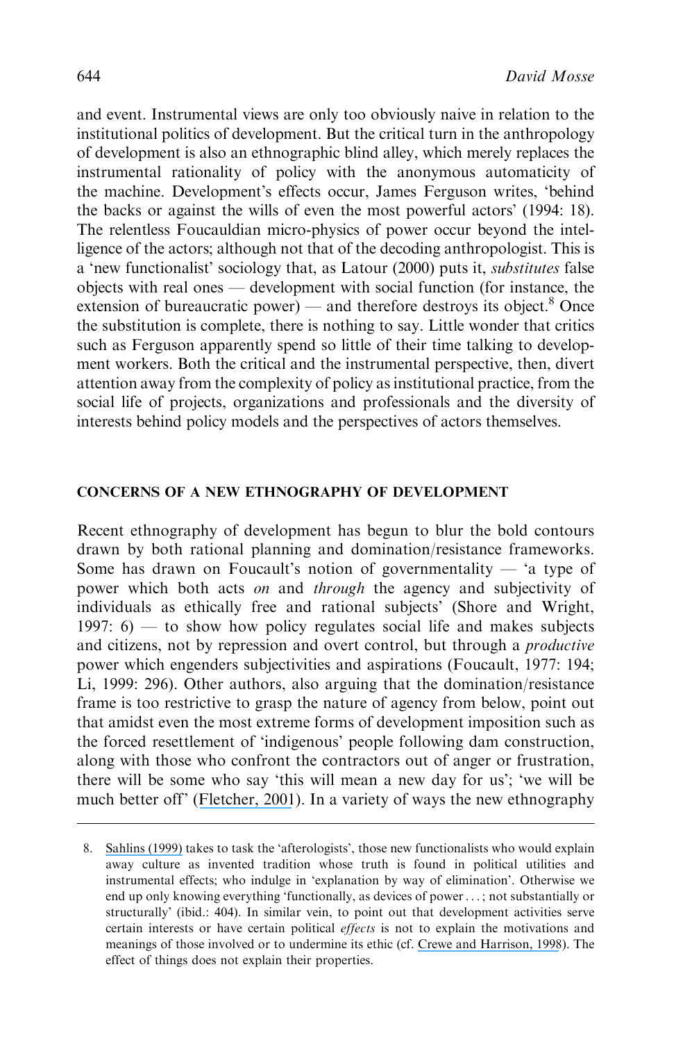and event. Instrumental views are only too obviously naive in relation to the institutional politics of development. But the critical turn in the anthropology of development is also an ethnographic blind alley, which merely replaces the instrumental rationality of policy with the anonymous automaticity of the machine. Development's effects occur, James Ferguson writes, 'behind the backs or against the wills of even the most powerful actors' (1994: 18). The relentless Foucauldian micro-physics of power occur beyond the intelligence of the actors; although not that of the decoding anthropologist. This is a 'new functionalist' sociology that, as Latour (2000) puts it, *substitutes* false objects with real ones — development with social function (for instance, the extension of bureaucratic power) — and therefore destroys its object.[8] Once the substitution is complete, there is nothing to say. Little wonder that critics such as Ferguson apparently spend so little of their time talking to development workers. Both the critical and the instrumental perspective, then, divert attention away from the complexity of policy as institutional practice, from the social life of projects, organizations and professionals and the diversity of interests behind policy models and the perspectives of actors themselves.

## CONCERNS OF A NEW ETHNOGRAPHY OF DEVELOPMENT

Recent ethnography of development has begun to blur the bold contours drawn by both rational planning and domination/resistance frameworks. Some has drawn on Foucault's notion of governmentality — 'a type of power which both acts *on* and *through* the agency and subjectivity of individuals as ethically free and rational subjects' (Shore and Wright, 1997: 6) — to show how policy regulates social life and makes subjects and citizens, not by repression and overt control, but through a *productive* power which engenders subjectivities and aspirations (Foucault, 1977: 194; Li, 1999: 296). Other authors, also arguing that the domination/resistance frame is too restrictive to grasp the nature of agency from below, point out that amidst even the most extreme forms of development imposition such as the forced resettlement of 'indigenous' people following dam construction, along with those who confront the contractors out of anger or frustration, there will be some who say 'this will mean a new day for us'; 'we will be much better off' (Fletcher, 2001). In a variety of ways the new ethnography

8. Sahlins (1999) takes to task the 'afterologists', those new functionalists who would explain away culture as invented tradition whose truth is found in political utilities and instrumental effects; who indulge in 'explanation by way of elimination'. Otherwise we end up only knowing everything 'functionally, as devices of power . . . ; not substantially or structurally' (ibid.: 404). In similar vein, to point out that development activities serve certain interests or have certain political *effects* is not to explain the motivations and meanings of those involved or to undermine its ethic (cf. Crewe and Harrison, 1998). The effect of things does not explain their properties.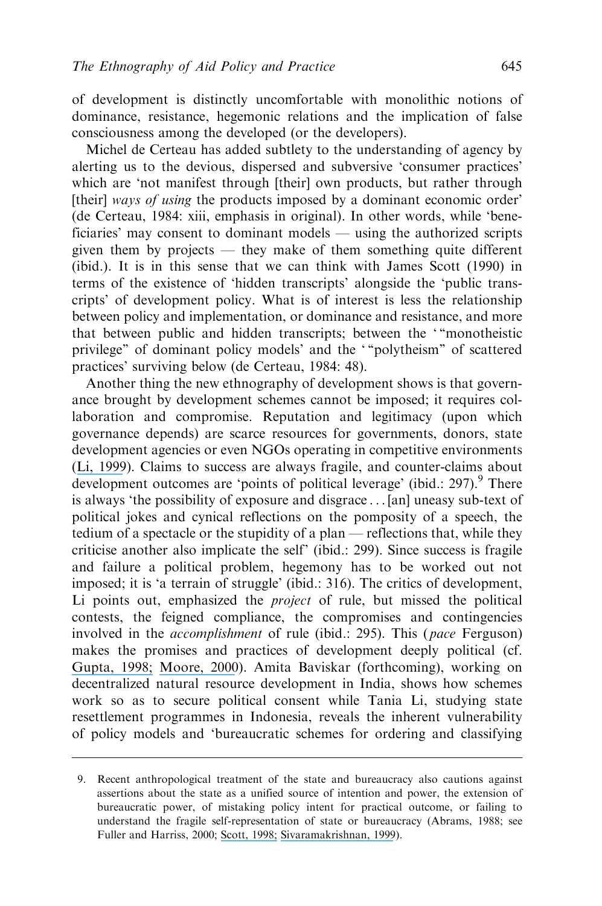of development is distinctly uncomfortable with monolithic notions of dominance, resistance, hegemonic relations and the implication of false consciousness among the developed (or the developers).

Michel de Certeau has added subtlety to the understanding of agency by alerting us to the devious, dispersed and subversive 'consumer practices' which are 'not manifest through [their] own products, but rather through [their] *ways of using* the products imposed by a dominant economic order' (de Certeau, 1984: xiii, emphasis in original). In other words, while 'beneficiaries' may consent to dominant models — using the authorized scripts given them by projects — they make of them something quite different (ibid.). It is in this sense that we can think with James Scott (1990) in terms of the existence of 'hidden transcripts' alongside the 'public transcripts' of development policy. What is of interest is less the relationship between policy and implementation, or dominance and resistance, and more that between public and hidden transcripts; between the '"monotheistic privilege" of dominant policy models' and the '"polytheism" of scattered practices' surviving below (de Certeau, 1984: 48).

Another thing the new ethnography of development shows is that governance brought by development schemes cannot be imposed; it requires collaboration and compromise. Reputation and legitimacy (upon which governance depends) are scarce resources for governments, donors, state development agencies or even NGOs operating in competitive environments (Li, 1999). Claims to success are always fragile, and counter-claims about development outcomes are 'points of political leverage' (ibid.: 297).[9] There is always 'the possibility of exposure and disgrace . . . [an] uneasy sub-text of political jokes and cynical reflections on the pomposity of a speech, the tedium of a spectacle or the stupidity of a plan — reflections that, while they criticise another also implicate the self' (ibid.: 299). Since success is fragile and failure a political problem, hegemony has to be worked out not imposed; it is 'a terrain of struggle' (ibid.: 316). The critics of development, Li points out, emphasized the *project* of rule, but missed the political contests, the feigned compliance, the compromises and contingencies involved in the *accomplishment* of rule (ibid.: 295). This (*pace* Ferguson) makes the promises and practices of development deeply political (cf. Gupta, 1998; Moore, 2000). Amita Baviskar (forthcoming), working on decentralized natural resource development in India, shows how schemes work so as to secure political consent while Tania Li, studying state resettlement programmes in Indonesia, reveals the inherent vulnerability of policy models and 'bureaucratic schemes for ordering and classifying

9. Recent anthropological treatment of the state and bureaucracy also cautions against assertions about the state as a unified source of intention and power, the extension of bureaucratic power, of mistaking policy intent for practical outcome, or failing to understand the fragile self-representation of state or bureaucracy (Abrams, 1988; see Fuller and Harriss, 2000; Scott, 1998; Sivaramakrishnan, 1999).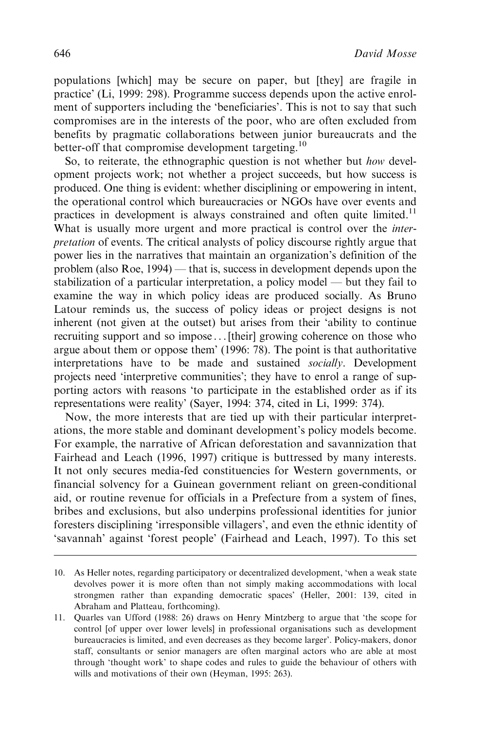populations [which] may be secure on paper, but [they] are fragile in practice' (Li, 1999: 298). Programme success depends upon the active enrolment of supporters including the 'beneficiaries'. This is not to say that such compromises are in the interests of the poor, who are often excluded from benefits by pragmatic collaborations between junior bureaucrats and the better-off that compromise development targeting.[10]

So, to reiterate, the ethnographic question is not whether but *how* development projects work; not whether a project succeeds, but how success is produced. One thing is evident: whether disciplining or empowering in intent, the operational control which bureaucracies or NGOs have over events and practices in development is always constrained and often quite limited.[11] What is usually more urgent and more practical is control over the *interpretation* of events. The critical analysts of policy discourse rightly argue that power lies in the narratives that maintain an organization's definition of the problem (also Roe, 1994) — that is, success in development depends upon the stabilization of a particular interpretation, a policy model — but they fail to examine the way in which policy ideas are produced socially. As Bruno Latour reminds us, the success of policy ideas or project designs is not inherent (not given at the outset) but arises from their 'ability to continue recruiting support and so impose . . . [their] growing coherence on those who argue about them or oppose them' (1996: 78). The point is that authoritative interpretations have to be made and sustained *socially*. Development projects need 'interpretive communities'; they have to enrol a range of supporting actors with reasons 'to participate in the established order as if its representations were reality' (Sayer, 1994: 374, cited in Li, 1999: 374).

Now, the more interests that are tied up with their particular interpretations, the more stable and dominant development's policy models become. For example, the narrative of African deforestation and savannization that Fairhead and Leach (1996, 1997) critique is buttressed by many interests. It not only secures media-fed constituencies for Western governments, or financial solvency for a Guinean government reliant on green-conditional aid, or routine revenue for officials in a Prefecture from a system of fines, bribes and exclusions, but also underpins professional identities for junior foresters disciplining 'irresponsible villagers', and even the ethnic identity of 'savannah' against 'forest people' (Fairhead and Leach, 1997). To this set

---

10. As Heller notes, regarding participatory or decentralized development, 'when a weak state devolves power it is more often than not simply making accommodations with local strongmen rather than expanding democratic spaces' (Heller, 2001: 139, cited in Abraham and Platteau, forthcoming).

11. Quarles van Ufford (1988: 26) draws on Henry Mintzberg to argue that 'the scope for control [of upper over lower levels] in professional organisations such as development bureaucracies is limited, and even decreases as they become larger'. Policy-makers, donor staff, consultants or senior managers are often marginal actors who are able at most through 'thought work' to shape codes and rules to guide the behaviour of others with wills and motivations of their own (Heyman, 1995: 263).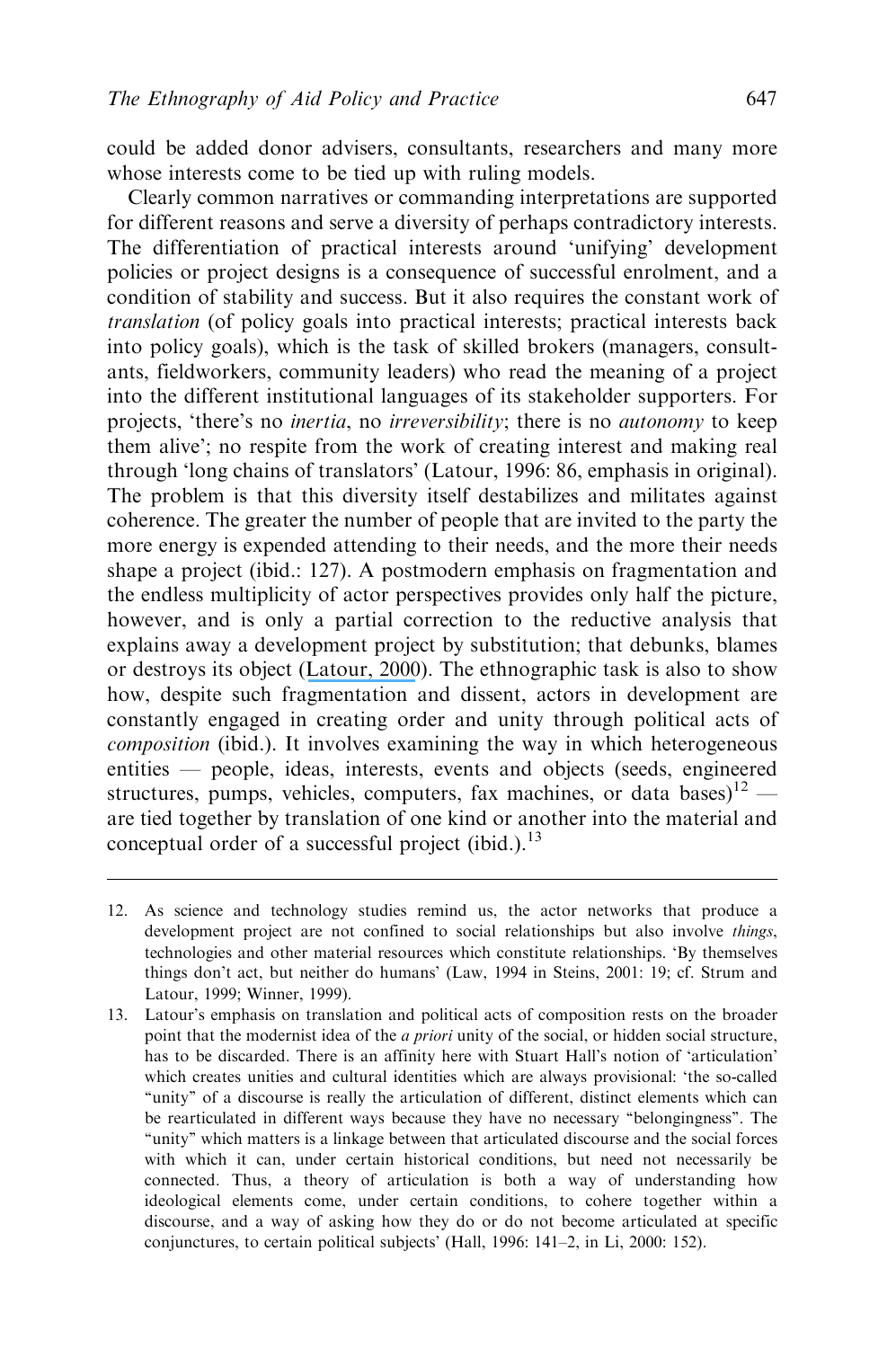could be added donor advisers, consultants, researchers and many more whose interests come to be tied up with ruling models.

Clearly common narratives or commanding interpretations are supported for different reasons and serve a diversity of perhaps contradictory interests. The differentiation of practical interests around 'unifying' development policies or project designs is a consequence of successful enrolment, and a condition of stability and success. But it also requires the constant work of *translation* (of policy goals into practical interests; practical interests back into policy goals), which is the task of skilled brokers (managers, consultants, fieldworkers, community leaders) who read the meaning of a project into the different institutional languages of its stakeholder supporters. For projects, 'there's no *inertia*, no *irreversibility*; there is no *autonomy* to keep them alive'; no respite from the work of creating interest and making real through 'long chains of translators' (Latour, 1996: 86, emphasis in original). The problem is that this diversity itself destabilizes and militates against coherence. The greater the number of people that are invited to the party the more energy is expended attending to their needs, and the more their needs shape a project (ibid.: 127). A postmodern emphasis on fragmentation and the endless multiplicity of actor perspectives provides only half the picture, however, and is only a partial correction to the reductive analysis that explains away a development project by substitution; that debunks, blames or destroys its object (Latour, 2000). The ethnographic task is also to show how, despite such fragmentation and dissent, actors in development are constantly engaged in creating order and unity through political acts of *composition* (ibid.). It involves examining the way in which heterogeneous entities — people, ideas, interests, events and objects (seeds, engineered structures, pumps, vehicles, computers, fax machines, or data bases)[12] — are tied together by translation of one kind or another into the material and conceptual order of a successful project (ibid.).[13]

---

12. As science and technology studies remind us, the actor networks that produce a development project are not confined to social relationships but also involve *things*, technologies and other material resources which constitute relationships. 'By themselves things don't act, but neither do humans' (Law, 1994 in Steins, 2001: 19; cf. Strum and Latour, 1999; Winner, 1999).

13. Latour's emphasis on translation and political acts of composition rests on the broader point that the modernist idea of the *a priori* unity of the social, or hidden social structure, has to be discarded. There is an affinity here with Stuart Hall's notion of 'articulation' which creates unities and cultural identities which are always provisional: 'the so-called "unity" of a discourse is really the articulation of different, distinct elements which can be rearticulated in different ways because they have no necessary "belongingness". The "unity" which matters is a linkage between that articulated discourse and the social forces with which it can, under certain historical conditions, but need not necessarily be connected. Thus, a theory of articulation is both a way of understanding how ideological elements come, under certain conditions, to cohere together within a discourse, and a way of asking how they do or do not become articulated at specific conjunctures, to certain political subjects' (Hall, 1996: 141–2, in Li, 2000: 152).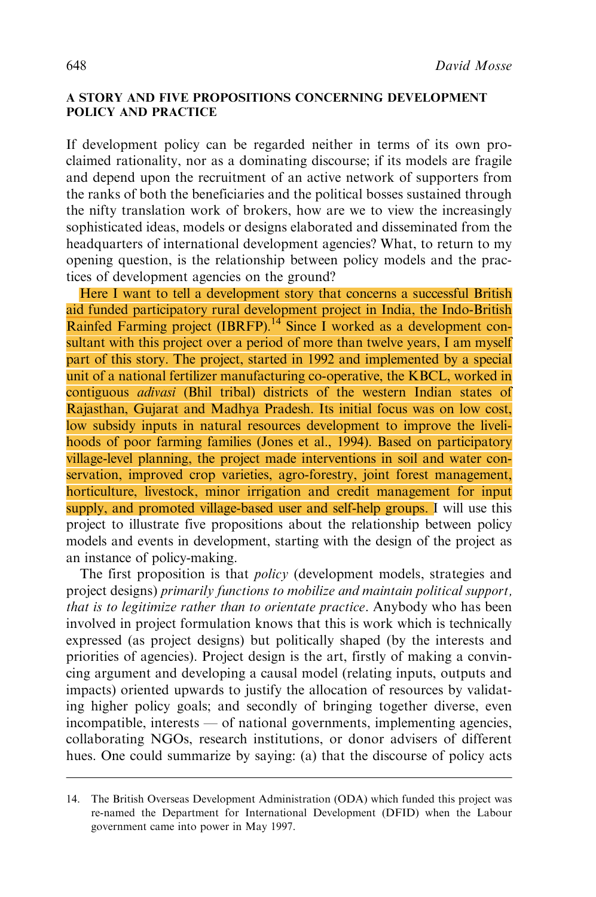## A STORY AND FIVE PROPOSITIONS CONCERNING DEVELOPMENT POLICY AND PRACTICE

If development policy can be regarded neither in terms of its own proclaimed rationality, nor as a dominating discourse; if its models are fragile and depend upon the recruitment of an active network of supporters from the ranks of both the beneficiaries and the political bosses sustained through the nifty translation work of brokers, how are we to view the increasingly sophisticated ideas, models or designs elaborated and disseminated from the headquarters of international development agencies? What, to return to my opening question, is the relationship between policy models and the practices of development agencies on the ground?

Here I want to tell a development story that concerns a successful British aid funded participatory rural development project in India, the Indo-British Rainfed Farming project (IBRFP).[14] Since I worked as a development consultant with this project over a period of more than twelve years, I am myself part of this story. The project, started in 1992 and implemented by a special unit of a national fertilizer manufacturing co-operative, the KBCL, worked in contiguous *adivasi* (Bhil tribal) districts of the western Indian states of Rajasthan, Gujarat and Madhya Pradesh. Its initial focus was on low cost, low subsidy inputs in natural resources development to improve the livelihoods of poor farming families (Jones et al., 1994). Based on participatory village-level planning, the project made interventions in soil and water conservation, improved crop varieties, agro-forestry, joint forest management, horticulture, livestock, minor irrigation and credit management for input supply, and promoted village-based user and self-help groups. I will use this project to illustrate five propositions about the relationship between policy models and events in development, starting with the design of the project as an instance of policy-making.

The first proposition is that *policy* (development models, strategies and project designs) *primarily functions to mobilize and maintain political support, that is to legitimize rather than to orientate practice*. Anybody who has been involved in project formulation knows that this is work which is technically expressed (as project designs) but politically shaped (by the interests and priorities of agencies). Project design is the art, firstly of making a convincing argument and developing a causal model (relating inputs, outputs and impacts) oriented upwards to justify the allocation of resources by validating higher policy goals; and secondly of bringing together diverse, even incompatible, interests — of national governments, implementing agencies, collaborating NGOs, research institutions, or donor advisers of different hues. One could summarize by saying: (a) that the discourse of policy acts

14. The British Overseas Development Administration (ODA) which funded this project was re-named the Department for International Development (DFID) when the Labour government came into power in May 1997.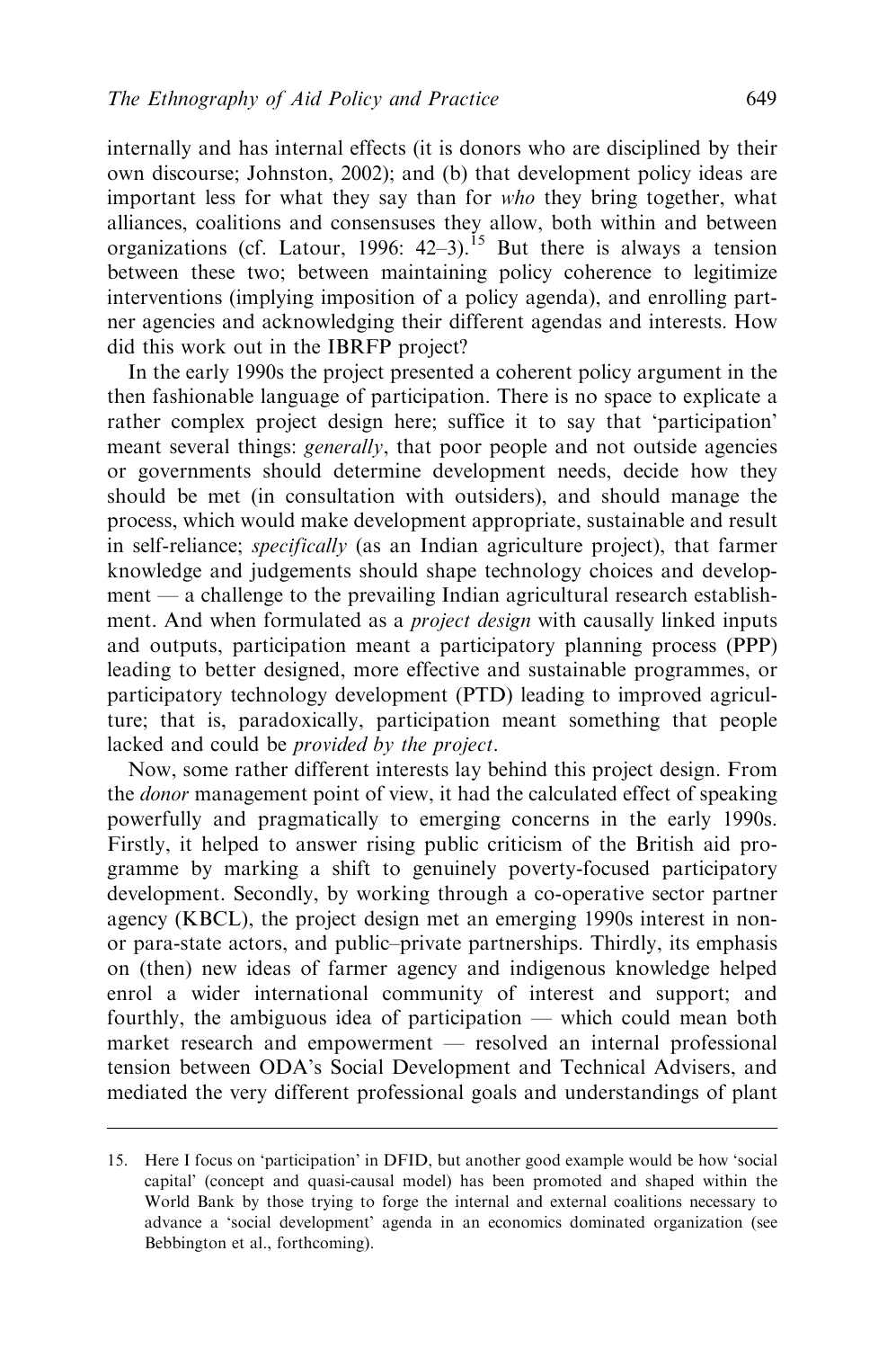internally and has internal effects (it is donors who are disciplined by their own discourse; Johnston, 2002); and (b) that development policy ideas are important less for what they say than for *who* they bring together, what alliances, coalitions and consensuses they allow, both within and between organizations (cf. Latour, 1996: 42–3).[15] But there is always a tension between these two; between maintaining policy coherence to legitimize interventions (implying imposition of a policy agenda), and enrolling partner agencies and acknowledging their different agendas and interests. How did this work out in the IBRFP project?

In the early 1990s the project presented a coherent policy argument in the then fashionable language of participation. There is no space to explicate a rather complex project design here; suffice it to say that 'participation' meant several things: *generally*, that poor people and not outside agencies or governments should determine development needs, decide how they should be met (in consultation with outsiders), and should manage the process, which would make development appropriate, sustainable and result in self-reliance; *specifically* (as an Indian agriculture project), that farmer knowledge and judgements should shape technology choices and development — a challenge to the prevailing Indian agricultural research establishment. And when formulated as a *project design* with causally linked inputs and outputs, participation meant a participatory planning process (PPP) leading to better designed, more effective and sustainable programmes, or participatory technology development (PTD) leading to improved agriculture; that is, paradoxically, participation meant something that people lacked and could be *provided by the project*.

Now, some rather different interests lay behind this project design. From the *donor* management point of view, it had the calculated effect of speaking powerfully and pragmatically to emerging concerns in the early 1990s. Firstly, it helped to answer rising public criticism of the British aid programme by marking a shift to genuinely poverty-focused participatory development. Secondly, by working through a co-operative sector partner agency (KBCL), the project design met an emerging 1990s interest in non- or para-state actors, and public–private partnerships. Thirdly, its emphasis on (then) new ideas of farmer agency and indigenous knowledge helped enrol a wider international community of interest and support; and fourthly, the ambiguous idea of participation — which could mean both market research and empowerment — resolved an internal professional tension between ODA's Social Development and Technical Advisers, and mediated the very different professional goals and understandings of plant

15. Here I focus on 'participation' in DFID, but another good example would be how 'social capital' (concept and quasi-causal model) has been promoted and shaped within the World Bank by those trying to forge the internal and external coalitions necessary to advance a 'social development' agenda in an economics dominated organization (see Bebbington et al., forthcoming).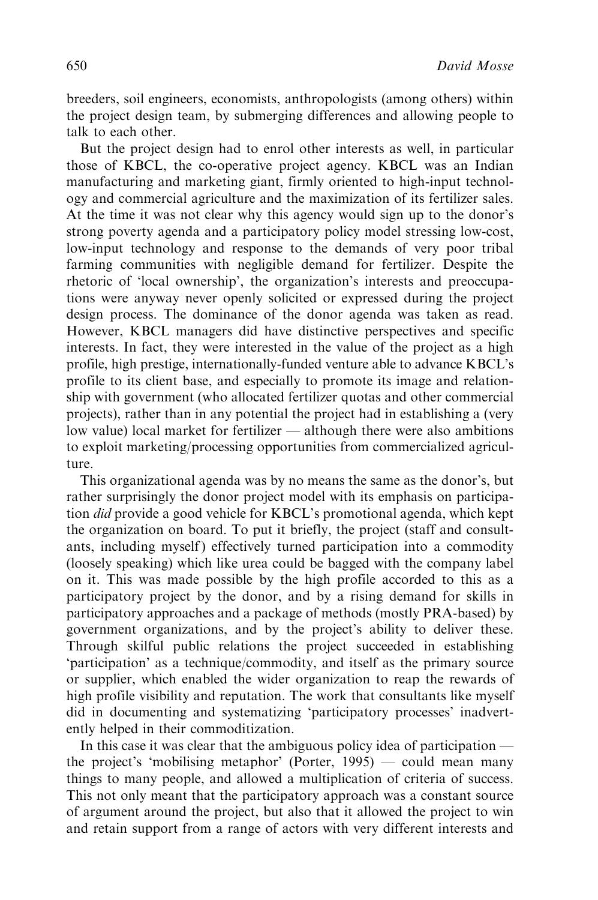breeders, soil engineers, economists, anthropologists (among others) within the project design team, by submerging differences and allowing people to talk to each other.

But the project design had to enrol other interests as well, in particular those of KBCL, the co-operative project agency. KBCL was an Indian manufacturing and marketing giant, firmly oriented to high-input technology and commercial agriculture and the maximization of its fertilizer sales. At the time it was not clear why this agency would sign up to the donor's strong poverty agenda and a participatory policy model stressing low-cost, low-input technology and response to the demands of very poor tribal farming communities with negligible demand for fertilizer. Despite the rhetoric of 'local ownership', the organization's interests and preoccupations were anyway never openly solicited or expressed during the project design process. The dominance of the donor agenda was taken as read. However, KBCL managers did have distinctive perspectives and specific interests. In fact, they were interested in the value of the project as a high profile, high prestige, internationally-funded venture able to advance KBCL's profile to its client base, and especially to promote its image and relationship with government (who allocated fertilizer quotas and other commercial projects), rather than in any potential the project had in establishing a (very low value) local market for fertilizer — although there were also ambitions to exploit marketing/processing opportunities from commercialized agriculture.

This organizational agenda was by no means the same as the donor's, but rather surprisingly the donor project model with its emphasis on participation *did* provide a good vehicle for KBCL's promotional agenda, which kept the organization on board. To put it briefly, the project (staff and consultants, including myself) effectively turned participation into a commodity (loosely speaking) which like urea could be bagged with the company label on it. This was made possible by the high profile accorded to this as a participatory project by the donor, and by a rising demand for skills in participatory approaches and a package of methods (mostly PRA-based) by government organizations, and by the project's ability to deliver these. Through skilful public relations the project succeeded in establishing 'participation' as a technique/commodity, and itself as the primary source or supplier, which enabled the wider organization to reap the rewards of high profile visibility and reputation. The work that consultants like myself did in documenting and systematizing 'participatory processes' inadvertently helped in their commoditization.

In this case it was clear that the ambiguous policy idea of participation — the project's 'mobilising metaphor' (Porter, 1995) — could mean many things to many people, and allowed a multiplication of criteria of success. This not only meant that the participatory approach was a constant source of argument around the project, but also that it allowed the project to win and retain support from a range of actors with very different interests and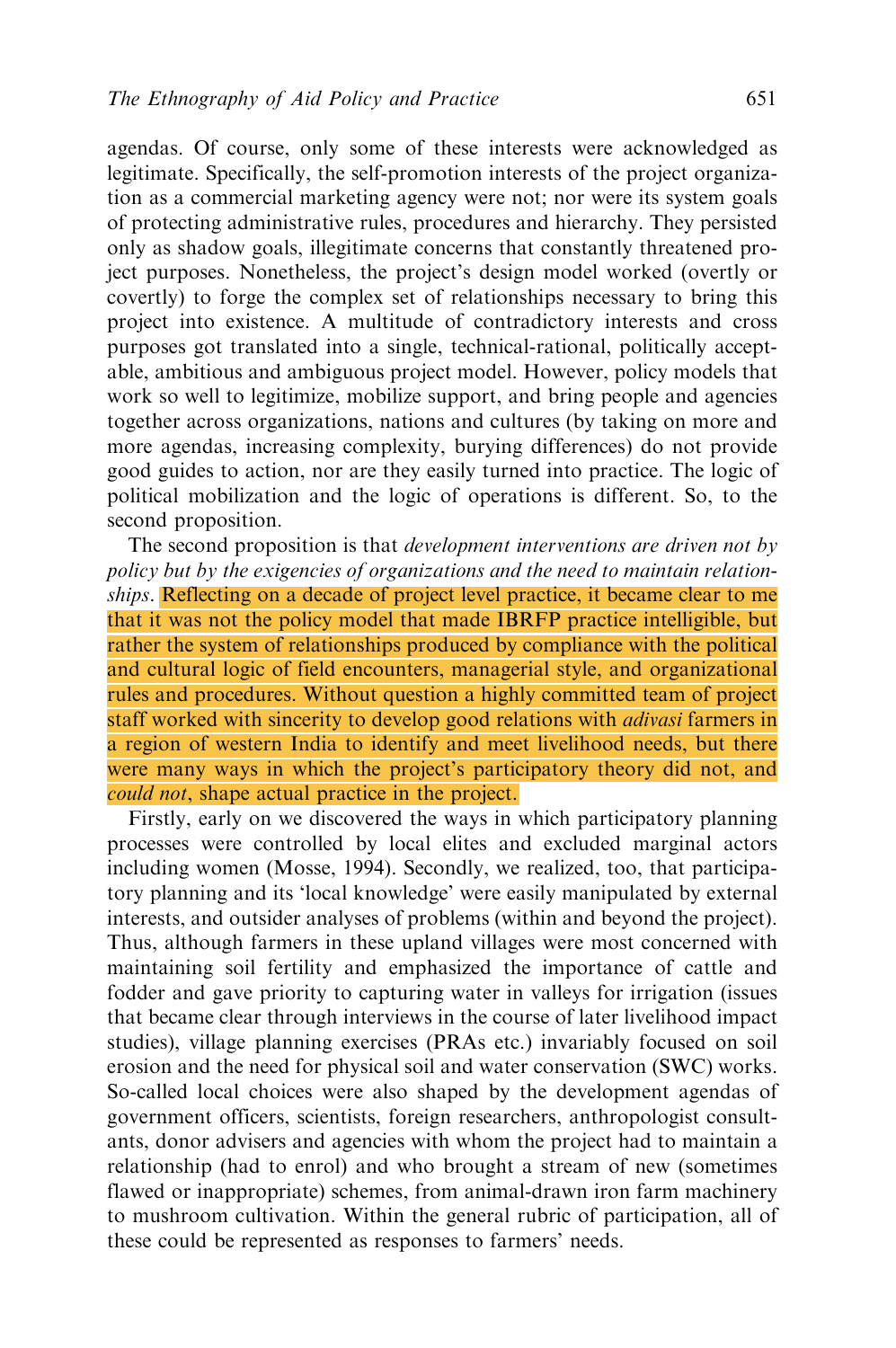agendas. Of course, only some of these interests were acknowledged as legitimate. Specifically, the self-promotion interests of the project organization as a commercial marketing agency were not; nor were its system goals of protecting administrative rules, procedures and hierarchy. They persisted only as shadow goals, illegitimate concerns that constantly threatened project purposes. Nonetheless, the project's design model worked (overtly or covertly) to forge the complex set of relationships necessary to bring this project into existence. A multitude of contradictory interests and cross purposes got translated into a single, technical-rational, politically acceptable, ambitious and ambiguous project model. However, policy models that work so well to legitimize, mobilize support, and bring people and agencies together across organizations, nations and cultures (by taking on more and more agendas, increasing complexity, burying differences) do not provide good guides to action, nor are they easily turned into practice. The logic of political mobilization and the logic of operations is different. So, to the second proposition.

The second proposition is that *development interventions are driven not by policy but by the exigencies of organizations and the need to maintain relationships*. Reflecting on a decade of project level practice, it became clear to me that it was not the policy model that made IBRFP practice intelligible, but rather the system of relationships produced by compliance with the political and cultural logic of field encounters, managerial style, and organizational rules and procedures. Without question a highly committed team of project staff worked with sincerity to develop good relations with *adivasi* farmers in a region of western India to identify and meet livelihood needs, but there were many ways in which the project's participatory theory did not, and *could not*, shape actual practice in the project.

Firstly, early on we discovered the ways in which participatory planning processes were controlled by local elites and excluded marginal actors including women (Mosse, 1994). Secondly, we realized, too, that participatory planning and its 'local knowledge' were easily manipulated by external interests, and outsider analyses of problems (within and beyond the project). Thus, although farmers in these upland villages were most concerned with maintaining soil fertility and emphasized the importance of cattle and fodder and gave priority to capturing water in valleys for irrigation (issues that became clear through interviews in the course of later livelihood impact studies), village planning exercises (PRAs etc.) invariably focused on soil erosion and the need for physical soil and water conservation (SWC) works. So-called local choices were also shaped by the development agendas of government officers, scientists, foreign researchers, anthropologist consultants, donor advisers and agencies with whom the project had to maintain a relationship (had to enrol) and who brought a stream of new (sometimes flawed or inappropriate) schemes, from animal-drawn iron farm machinery to mushroom cultivation. Within the general rubric of participation, all of these could be represented as responses to farmers' needs.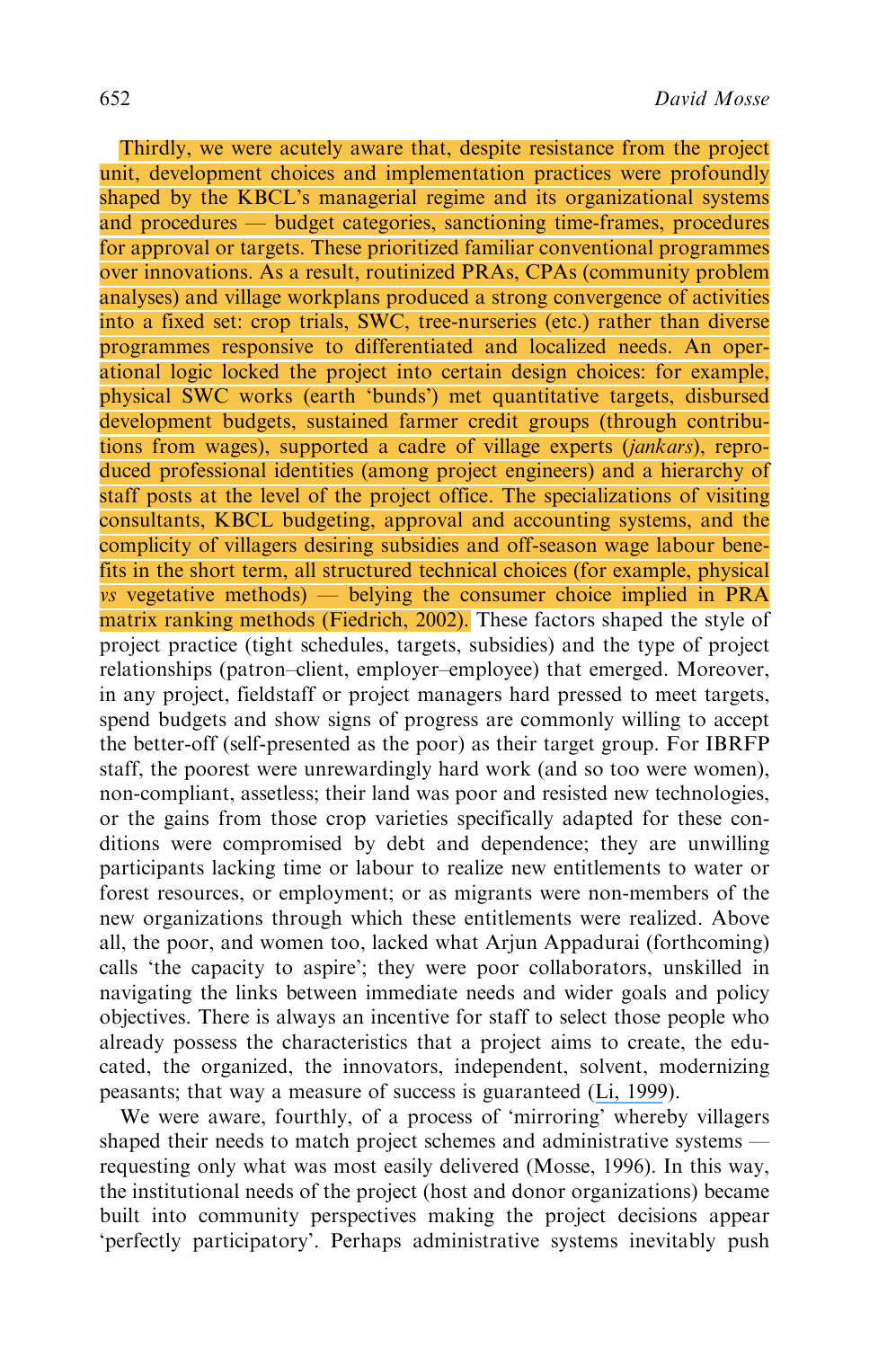Thirdly, we were acutely aware that, despite resistance from the project unit, development choices and implementation practices were profoundly shaped by the KBCL's managerial regime and its organizational systems and procedures — budget categories, sanctioning time-frames, procedures for approval or targets. These prioritized familiar conventional programmes over innovations. As a result, routinized PRAs, CPAs (community problem analyses) and village workplans produced a strong convergence of activities into a fixed set: crop trials, SWC, tree-nurseries (etc.) rather than diverse programmes responsive to differentiated and localized needs. An operational logic locked the project into certain design choices: for example, physical SWC works (earth 'bunds') met quantitative targets, disbursed development budgets, sustained farmer credit groups (through contributions from wages), supported a cadre of village experts (*jankars*), reproduced professional identities (among project engineers) and a hierarchy of staff posts at the level of the project office. The specializations of visiting consultants, KBCL budgeting, approval and accounting systems, and the complicity of villagers desiring subsidies and off-season wage labour benefits in the short term, all structured technical choices (for example, physical *vs* vegetative methods) — belying the consumer choice implied in PRA matrix ranking methods (Fiedrich, 2002). These factors shaped the style of project practice (tight schedules, targets, subsidies) and the type of project relationships (patron–client, employer–employee) that emerged. Moreover, in any project, fieldstaff or project managers hard pressed to meet targets, spend budgets and show signs of progress are commonly willing to accept the better-off (self-presented as the poor) as their target group. For IBRFP staff, the poorest were unrewardingly hard work (and so too were women), non-compliant, assetless; their land was poor and resisted new technologies, or the gains from those crop varieties specifically adapted for these conditions were compromised by debt and dependence; they are unwilling participants lacking time or labour to realize new entitlements to water or forest resources, or employment; or as migrants were non-members of the new organizations through which these entitlements were realized. Above all, the poor, and women too, lacked what Arjun Appadurai (forthcoming) calls 'the capacity to aspire'; they were poor collaborators, unskilled in navigating the links between immediate needs and wider goals and policy objectives. There is always an incentive for staff to select those people who already possess the characteristics that a project aims to create, the educated, the organized, the innovators, independent, solvent, modernizing peasants; that way a measure of success is guaranteed (Li, 1999).

We were aware, fourthly, of a process of 'mirroring' whereby villagers shaped their needs to match project schemes and administrative systems — requesting only what was most easily delivered (Mosse, 1996). In this way, the institutional needs of the project (host and donor organizations) became built into community perspectives making the project decisions appear 'perfectly participatory'. Perhaps administrative systems inevitably push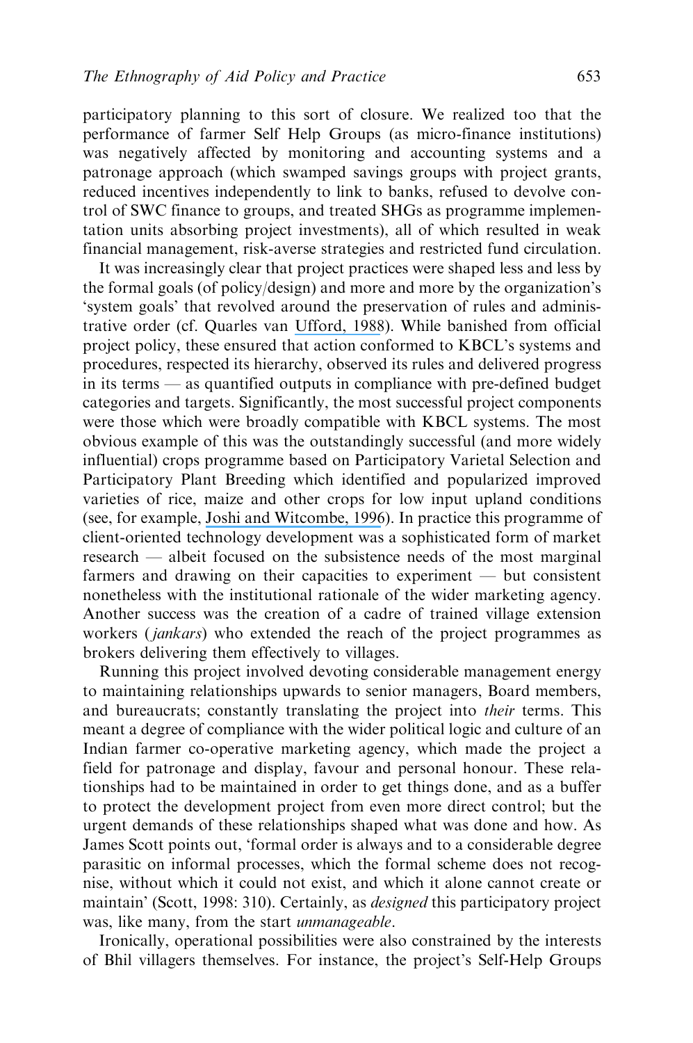participatory planning to this sort of closure. We realized too that the performance of farmer Self Help Groups (as micro-finance institutions) was negatively affected by monitoring and accounting systems and a patronage approach (which swamped savings groups with project grants, reduced incentives independently to link to banks, refused to devolve control of SWC finance to groups, and treated SHGs as programme implementation units absorbing project investments), all of which resulted in weak financial management, risk-averse strategies and restricted fund circulation.

It was increasingly clear that project practices were shaped less and less by the formal goals (of policy/design) and more and more by the organization's 'system goals' that revolved around the preservation of rules and administrative order (cf. Quarles van Ufford, 1988). While banished from official project policy, these ensured that action conformed to KBCL's systems and procedures, respected its hierarchy, observed its rules and delivered progress in its terms — as quantified outputs in compliance with pre-defined budget categories and targets. Significantly, the most successful project components were those which were broadly compatible with KBCL systems. The most obvious example of this was the outstandingly successful (and more widely influential) crops programme based on Participatory Varietal Selection and Participatory Plant Breeding which identified and popularized improved varieties of rice, maize and other crops for low input upland conditions (see, for example, Joshi and Witcombe, 1996). In practice this programme of client-oriented technology development was a sophisticated form of market research — albeit focused on the subsistence needs of the most marginal farmers and drawing on their capacities to experiment — but consistent nonetheless with the institutional rationale of the wider marketing agency. Another success was the creation of a cadre of trained village extension workers (*jankars*) who extended the reach of the project programmes as brokers delivering them effectively to villages.

Running this project involved devoting considerable management energy to maintaining relationships upwards to senior managers, Board members, and bureaucrats; constantly translating the project into *their* terms. This meant a degree of compliance with the wider political logic and culture of an Indian farmer co-operative marketing agency, which made the project a field for patronage and display, favour and personal honour. These relationships had to be maintained in order to get things done, and as a buffer to protect the development project from even more direct control; but the urgent demands of these relationships shaped what was done and how. As James Scott points out, 'formal order is always and to a considerable degree parasitic on informal processes, which the formal scheme does not recognise, without which it could not exist, and which it alone cannot create or maintain' (Scott, 1998: 310). Certainly, as *designed* this participatory project was, like many, from the start *unmanageable*.

Ironically, operational possibilities were also constrained by the interests of Bhil villagers themselves. For instance, the project's Self-Help Groups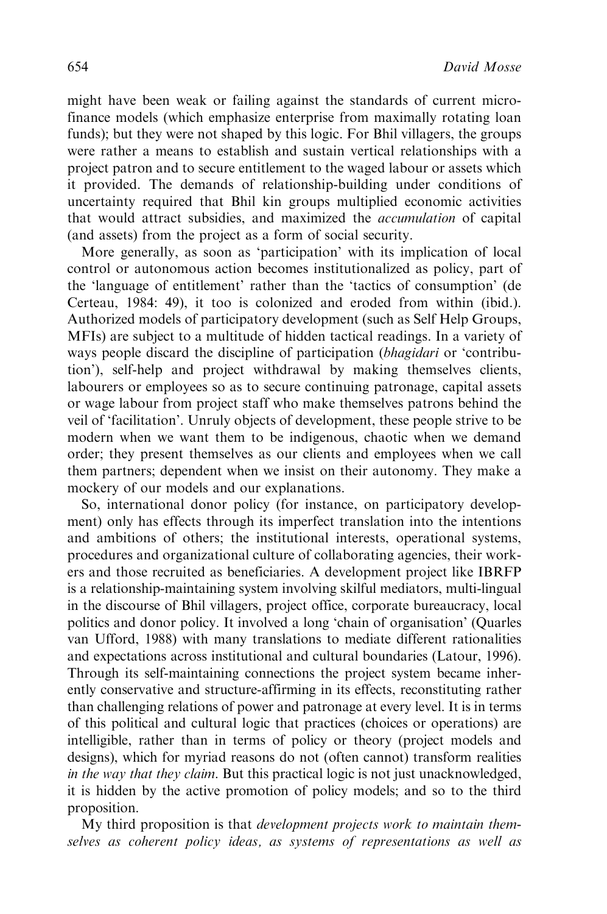might have been weak or failing against the standards of current microfinance models (which emphasize enterprise from maximally rotating loan funds); but they were not shaped by this logic. For Bhil villagers, the groups were rather a means to establish and sustain vertical relationships with a project patron and to secure entitlement to the waged labour or assets which it provided. The demands of relationship-building under conditions of uncertainty required that Bhil kin groups multiplied economic activities that would attract subsidies, and maximized the *accumulation* of capital (and assets) from the project as a form of social security.

More generally, as soon as 'participation' with its implication of local control or autonomous action becomes institutionalized as policy, part of the 'language of entitlement' rather than the 'tactics of consumption' (de Certeau, 1984: 49), it too is colonized and eroded from within (ibid.). Authorized models of participatory development (such as Self Help Groups, MFIs) are subject to a multitude of hidden tactical readings. In a variety of ways people discard the discipline of participation (*bhagidari* or 'contribution'), self-help and project withdrawal by making themselves clients, labourers or employees so as to secure continuing patronage, capital assets or wage labour from project staff who make themselves patrons behind the veil of 'facilitation'. Unruly objects of development, these people strive to be modern when we want them to be indigenous, chaotic when we demand order; they present themselves as our clients and employees when we call them partners; dependent when we insist on their autonomy. They make a mockery of our models and our explanations.

So, international donor policy (for instance, on participatory development) only has effects through its imperfect translation into the intentions and ambitions of others; the institutional interests, operational systems, procedures and organizational culture of collaborating agencies, their workers and those recruited as beneficiaries. A development project like IBRFP is a relationship-maintaining system involving skilful mediators, multi-lingual in the discourse of Bhil villagers, project office, corporate bureaucracy, local politics and donor policy. It involved a long 'chain of organisation' (Quarles van Ufford, 1988) with many translations to mediate different rationalities and expectations across institutional and cultural boundaries (Latour, 1996). Through its self-maintaining connections the project system became inherently conservative and structure-affirming in its effects, reconstituting rather than challenging relations of power and patronage at every level. It is in terms of this political and cultural logic that practices (choices or operations) are intelligible, rather than in terms of policy or theory (project models and designs), which for myriad reasons do not (often cannot) transform realities *in the way that they claim*. But this practical logic is not just unacknowledged, it is hidden by the active promotion of policy models; and so to the third proposition.

My third proposition is that *development projects work to maintain themselves as coherent policy ideas, as systems of representations as well as*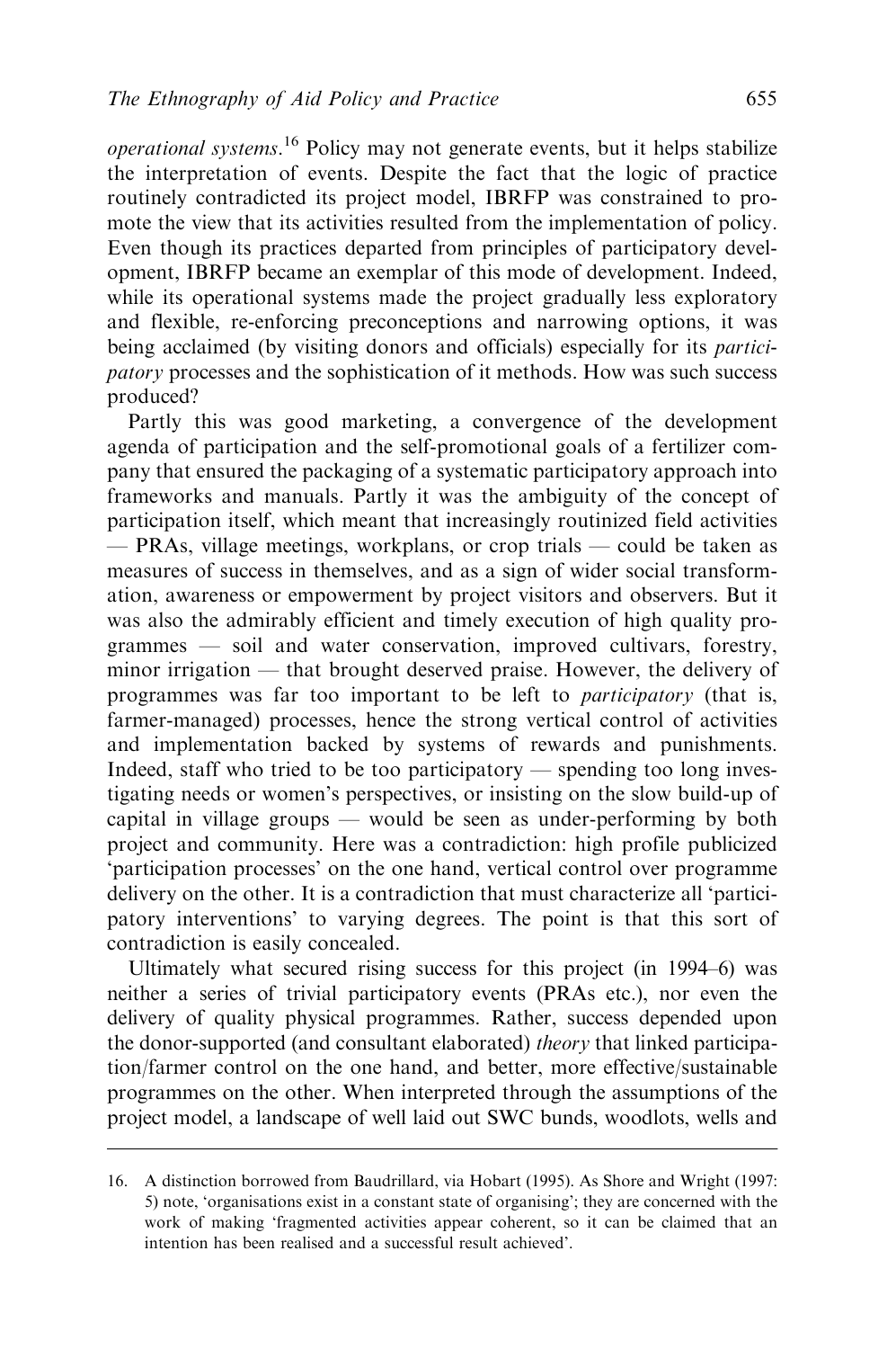*operational systems*.[16] Policy may not generate events, but it helps stabilize the interpretation of events. Despite the fact that the logic of practice routinely contradicted its project model, IBRFP was constrained to promote the view that its activities resulted from the implementation of policy. Even though its practices departed from principles of participatory development, IBRFP became an exemplar of this mode of development. Indeed, while its operational systems made the project gradually less exploratory and flexible, re-enforcing preconceptions and narrowing options, it was being acclaimed (by visiting donors and officials) especially for its *participatory* processes and the sophistication of it methods. How was such success produced?

Partly this was good marketing, a convergence of the development agenda of participation and the self-promotional goals of a fertilizer company that ensured the packaging of a systematic participatory approach into frameworks and manuals. Partly it was the ambiguity of the concept of participation itself, which meant that increasingly routinized field activities — PRAs, village meetings, workplans, or crop trials — could be taken as measures of success in themselves, and as a sign of wider social transformation, awareness or empowerment by project visitors and observers. But it was also the admirably efficient and timely execution of high quality programmes — soil and water conservation, improved cultivars, forestry, minor irrigation — that brought deserved praise. However, the delivery of programmes was far too important to be left to *participatory* (that is, farmer-managed) processes, hence the strong vertical control of activities and implementation backed by systems of rewards and punishments. Indeed, staff who tried to be too participatory — spending too long investigating needs or women's perspectives, or insisting on the slow build-up of capital in village groups — would be seen as under-performing by both project and community. Here was a contradiction: high profile publicized 'participation processes' on the one hand, vertical control over programme delivery on the other. It is a contradiction that must characterize all 'participatory interventions' to varying degrees. The point is that this sort of contradiction is easily concealed.

Ultimately what secured rising success for this project (in 1994–6) was neither a series of trivial participatory events (PRAs etc.), nor even the delivery of quality physical programmes. Rather, success depended upon the donor-supported (and consultant elaborated) *theory* that linked participation/farmer control on the one hand, and better, more effective/sustainable programmes on the other. When interpreted through the assumptions of the project model, a landscape of well laid out SWC bunds, woodlots, wells and

16. A distinction borrowed from Baudrillard, via Hobart (1995). As Shore and Wright (1997: 5) note, 'organisations exist in a constant state of organising'; they are concerned with the work of making 'fragmented activities appear coherent, so it can be claimed that an intention has been realised and a successful result achieved'.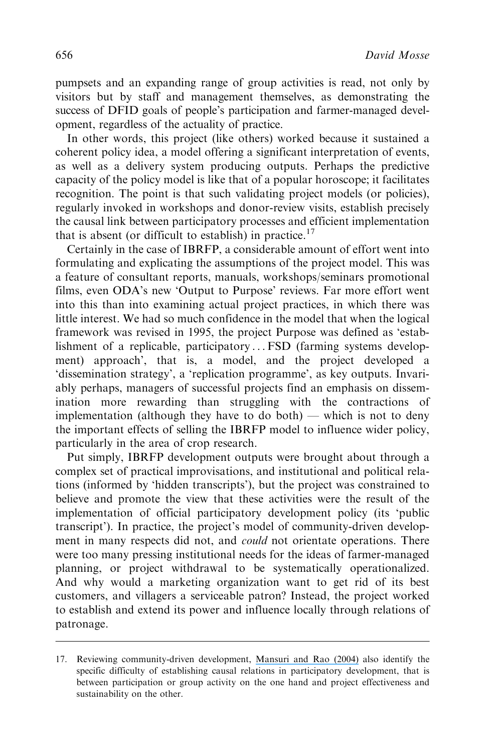pumpsets and an expanding range of group activities is read, not only by visitors but by staff and management themselves, as demonstrating the success of DFID goals of people's participation and farmer-managed development, regardless of the actuality of practice.

In other words, this project (like others) worked because it sustained a coherent policy idea, a model offering a significant interpretation of events, as well as a delivery system producing outputs. Perhaps the predictive capacity of the policy model is like that of a popular horoscope; it facilitates recognition. The point is that such validating project models (or policies), regularly invoked in workshops and donor-review visits, establish precisely the causal link between participatory processes and efficient implementation that is absent (or difficult to establish) in practice.[17]

Certainly in the case of IBRFP, a considerable amount of effort went into formulating and explicating the assumptions of the project model. This was a feature of consultant reports, manuals, workshops/seminars promotional films, even ODA's new 'Output to Purpose' reviews. Far more effort went into this than into examining actual project practices, in which there was little interest. We had so much confidence in the model that when the logical framework was revised in 1995, the project Purpose was defined as 'establishment of a replicable, participatory ... FSD (farming systems development) approach', that is, a model, and the project developed a 'dissemination strategy', a 'replication programme', as key outputs. Invariably perhaps, managers of successful projects find an emphasis on dissemination more rewarding than struggling with the contractions of implementation (although they have to do both) — which is not to deny the important effects of selling the IBRFP model to influence wider policy, particularly in the area of crop research.

Put simply, IBRFP development outputs were brought about through a complex set of practical improvisations, and institutional and political relations (informed by 'hidden transcripts'), but the project was constrained to believe and promote the view that these activities were the result of the implementation of official participatory development policy (its 'public transcript'). In practice, the project's model of community-driven development in many respects did not, and *could* not orientate operations. There were too many pressing institutional needs for the ideas of farmer-managed planning, or project withdrawal to be systematically operationalized. And why would a marketing organization want to get rid of its best customers, and villagers a serviceable patron? Instead, the project worked to establish and extend its power and influence locally through relations of patronage.

17. Reviewing community-driven development, Mansuri and Rao (2004) also identify the specific difficulty of establishing causal relations in participatory development, that is between participation or group activity on the one hand and project effectiveness and sustainability on the other.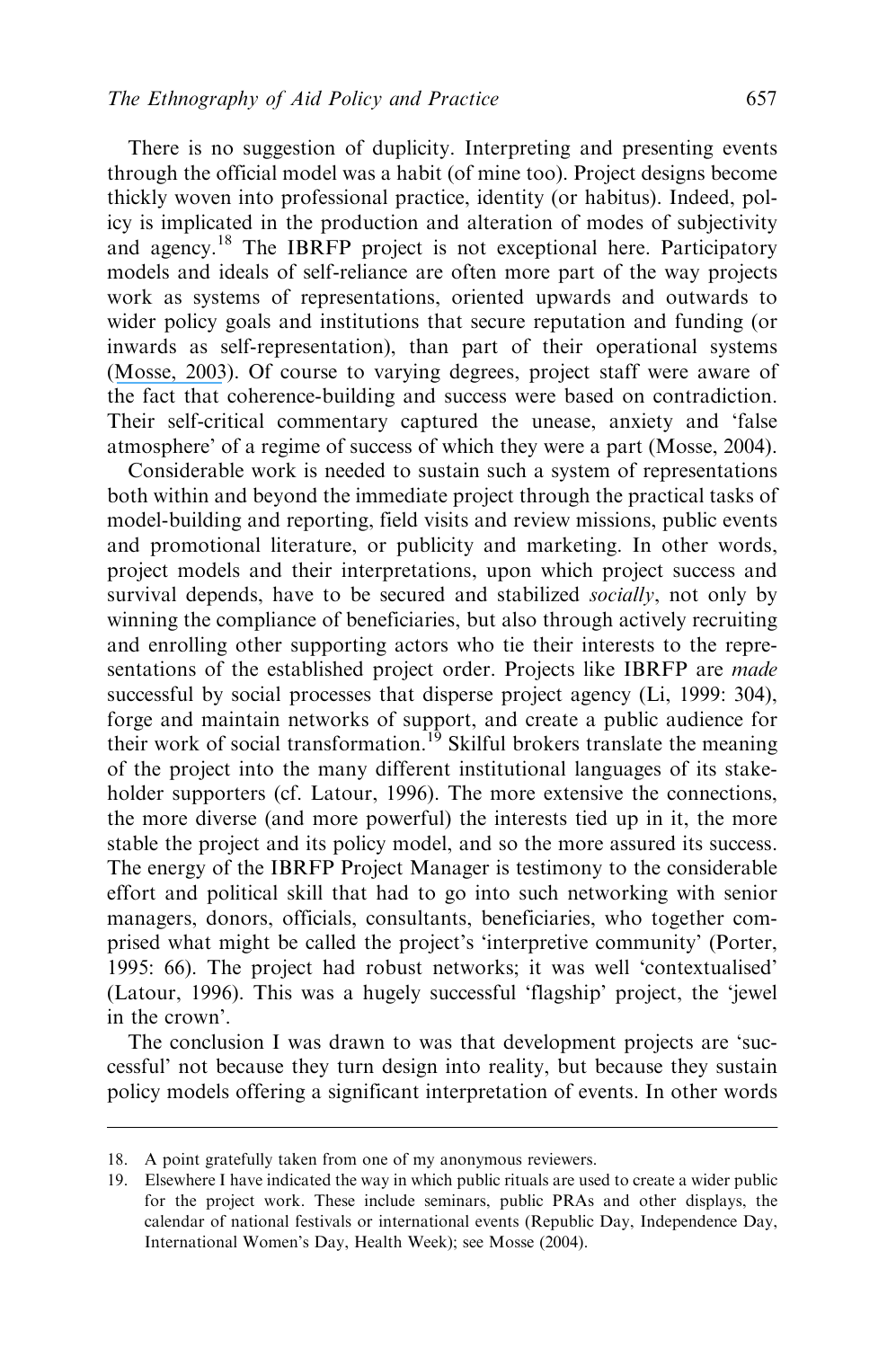There is no suggestion of duplicity. Interpreting and presenting events through the official model was a habit (of mine too). Project designs become thickly woven into professional practice, identity (or habitus). Indeed, policy is implicated in the production and alteration of modes of subjectivity and agency.[18] The IBRFP project is not exceptional here. Participatory models and ideals of self-reliance are often more part of the way projects work as systems of representations, oriented upwards and outwards to wider policy goals and institutions that secure reputation and funding (or inwards as self-representation), than part of their operational systems (Mosse, 2003). Of course to varying degrees, project staff were aware of the fact that coherence-building and success were based on contradiction. Their self-critical commentary captured the unease, anxiety and 'false atmosphere' of a regime of success of which they were a part (Mosse, 2004).

Considerable work is needed to sustain such a system of representations both within and beyond the immediate project through the practical tasks of model-building and reporting, field visits and review missions, public events and promotional literature, or publicity and marketing. In other words, project models and their interpretations, upon which project success and survival depends, have to be secured and stabilized *socially*, not only by winning the compliance of beneficiaries, but also through actively recruiting and enrolling other supporting actors who tie their interests to the representations of the established project order. Projects like IBRFP are *made* successful by social processes that disperse project agency (Li, 1999: 304), forge and maintain networks of support, and create a public audience for their work of social transformation.[19] Skilful brokers translate the meaning of the project into the many different institutional languages of its stakeholder supporters (cf. Latour, 1996). The more extensive the connections, the more diverse (and more powerful) the interests tied up in it, the more stable the project and its policy model, and so the more assured its success. The energy of the IBRFP Project Manager is testimony to the considerable effort and political skill that had to go into such networking with senior managers, donors, officials, consultants, beneficiaries, who together comprised what might be called the project's 'interpretive community' (Porter, 1995: 66). The project had robust networks; it was well 'contextualised' (Latour, 1996). This was a hugely successful 'flagship' project, the 'jewel in the crown'.

The conclusion I was drawn to was that development projects are 'successful' not because they turn design into reality, but because they sustain policy models offering a significant interpretation of events. In other words

18. A point gratefully taken from one of my anonymous reviewers.

19. Elsewhere I have indicated the way in which public rituals are used to create a wider public for the project work. These include seminars, public PRAs and other displays, the calendar of national festivals or international events (Republic Day, Independence Day, International Women's Day, Health Week); see Mosse (2004).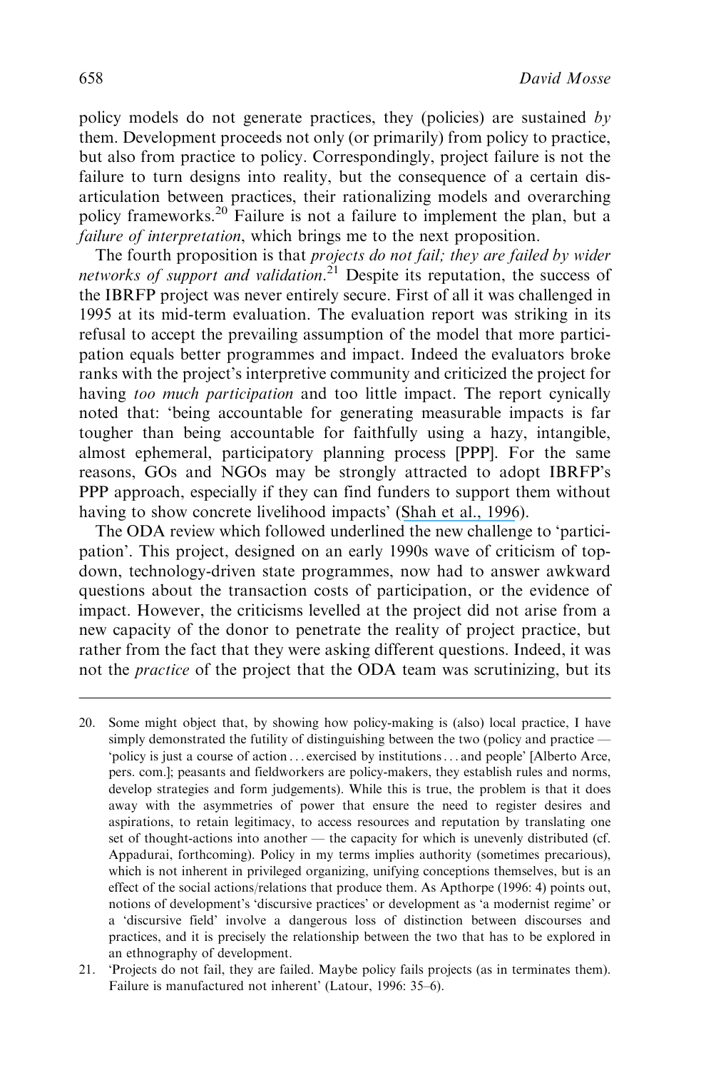policy models do not generate practices, they (policies) are sustained *by* them. Development proceeds not only (or primarily) from policy to practice, but also from practice to policy. Correspondingly, project failure is not the failure to turn designs into reality, but the consequence of a certain disarticulation between practices, their rationalizing models and overarching policy frameworks.[20] Failure is not a failure to implement the plan, but a *failure of interpretation*, which brings me to the next proposition.

The fourth proposition is that *projects do not fail; they are failed by wider networks of support and validation*.[21] Despite its reputation, the success of the IBRFP project was never entirely secure. First of all it was challenged in 1995 at its mid-term evaluation. The evaluation report was striking in its refusal to accept the prevailing assumption of the model that more participation equals better programmes and impact. Indeed the evaluators broke ranks with the project's interpretive community and criticized the project for having *too much participation* and too little impact. The report cynically noted that: 'being accountable for generating measurable impacts is far tougher than being accountable for faithfully using a hazy, intangible, almost ephemeral, participatory planning process [PPP]. For the same reasons, GOs and NGOs may be strongly attracted to adopt IBRFP's PPP approach, especially if they can find funders to support them without having to show concrete livelihood impacts' (Shah et al., 1996).

The ODA review which followed underlined the new challenge to 'participation'. This project, designed on an early 1990s wave of criticism of top-down, technology-driven state programmes, now had to answer awkward questions about the transaction costs of participation, or the evidence of impact. However, the criticisms levelled at the project did not arise from a new capacity of the donor to penetrate the reality of project practice, but rather from the fact that they were asking different questions. Indeed, it was not the *practice* of the project that the ODA team was scrutinizing, but its

20. Some might object that, by showing how policy-making is (also) local practice, I have simply demonstrated the futility of distinguishing between the two (policy and practice — 'policy is just a course of action . . . exercised by institutions . . . and people' [Alberto Arce, pers. com.]; peasants and fieldworkers are policy-makers, they establish rules and norms, develop strategies and form judgements). While this is true, the problem is that it does away with the asymmetries of power that ensure the need to register desires and aspirations, to retain legitimacy, to access resources and reputation by translating one set of thought-actions into another — the capacity for which is unevenly distributed (cf. Appadurai, forthcoming). Policy in my terms implies authority (sometimes precarious), which is not inherent in privileged organizing, unifying conceptions themselves, but is an effect of the social actions/relations that produce them. As Apthorpe (1996: 4) points out, notions of development's 'discursive practices' or development as 'a modernist regime' or a 'discursive field' involve a dangerous loss of distinction between discourses and practices, and it is precisely the relationship between the two that has to be explored in an ethnography of development.

21. 'Projects do not fail, they are failed. Maybe policy fails projects (as in terminates them). Failure is manufactured not inherent' (Latour, 1996: 35–6).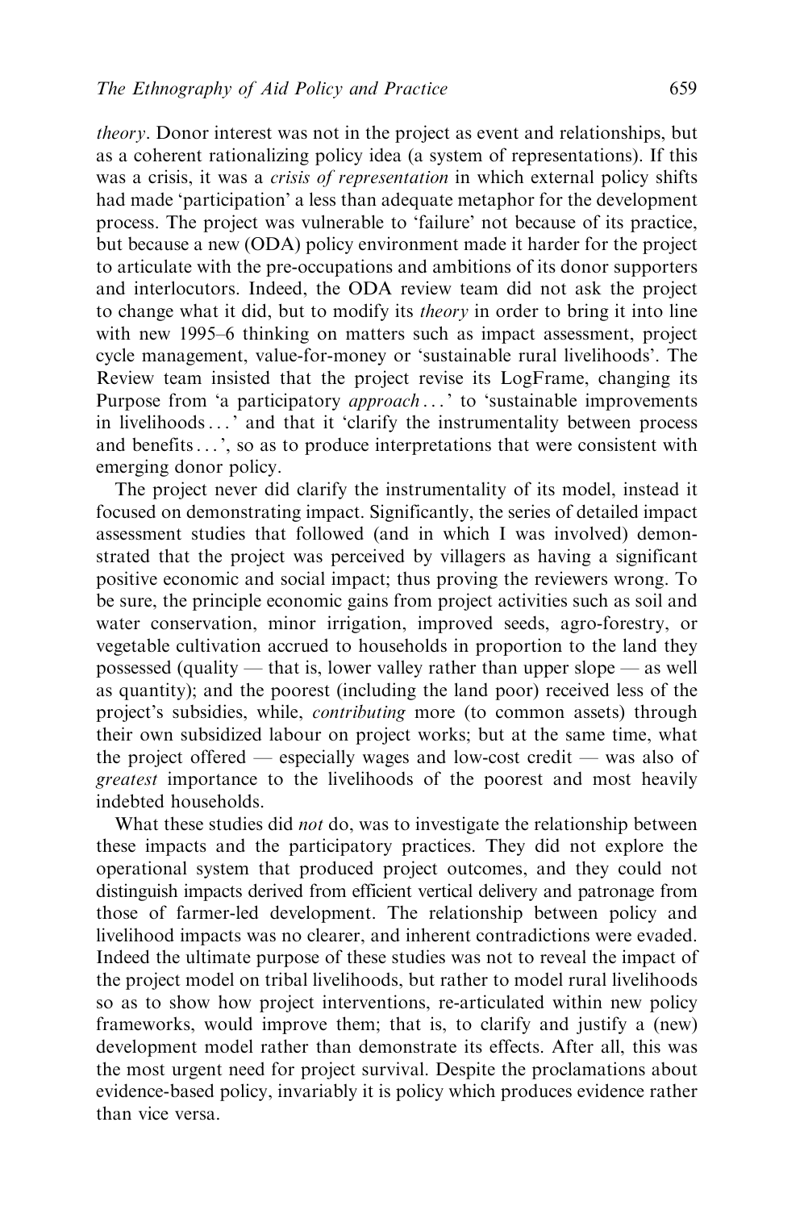*theory*. Donor interest was not in the project as event and relationships, but as a coherent rationalizing policy idea (a system of representations). If this was a crisis, it was a *crisis of representation* in which external policy shifts had made 'participation' a less than adequate metaphor for the development process. The project was vulnerable to 'failure' not because of its practice, but because a new (ODA) policy environment made it harder for the project to articulate with the pre-occupations and ambitions of its donor supporters and interlocutors. Indeed, the ODA review team did not ask the project to change what it did, but to modify its *theory* in order to bring it into line with new 1995–6 thinking on matters such as impact assessment, project cycle management, value-for-money or 'sustainable rural livelihoods'. The Review team insisted that the project revise its LogFrame, changing its Purpose from 'a participatory *approach*...' to 'sustainable improvements in livelihoods...' and that it 'clarify the instrumentality between process and benefits...', so as to produce interpretations that were consistent with emerging donor policy.

The project never did clarify the instrumentality of its model, instead it focused on demonstrating impact. Significantly, the series of detailed impact assessment studies that followed (and in which I was involved) demonstrated that the project was perceived by villagers as having a significant positive economic and social impact; thus proving the reviewers wrong. To be sure, the principle economic gains from project activities such as soil and water conservation, minor irrigation, improved seeds, agro-forestry, or vegetable cultivation accrued to households in proportion to the land they possessed (quality — that is, lower valley rather than upper slope — as well as quantity); and the poorest (including the land poor) received less of the project's subsidies, while, *contributing* more (to common assets) through their own subsidized labour on project works; but at the same time, what the project offered — especially wages and low-cost credit — was also of *greatest* importance to the livelihoods of the poorest and most heavily indebted households.

What these studies did *not* do, was to investigate the relationship between these impacts and the participatory practices. They did not explore the operational system that produced project outcomes, and they could not distinguish impacts derived from efficient vertical delivery and patronage from those of farmer-led development. The relationship between policy and livelihood impacts was no clearer, and inherent contradictions were evaded. Indeed the ultimate purpose of these studies was not to reveal the impact of the project model on tribal livelihoods, but rather to model rural livelihoods so as to show how project interventions, re-articulated within new policy frameworks, would improve them; that is, to clarify and justify a (new) development model rather than demonstrate its effects. After all, this was the most urgent need for project survival. Despite the proclamations about evidence-based policy, invariably it is policy which produces evidence rather than vice versa.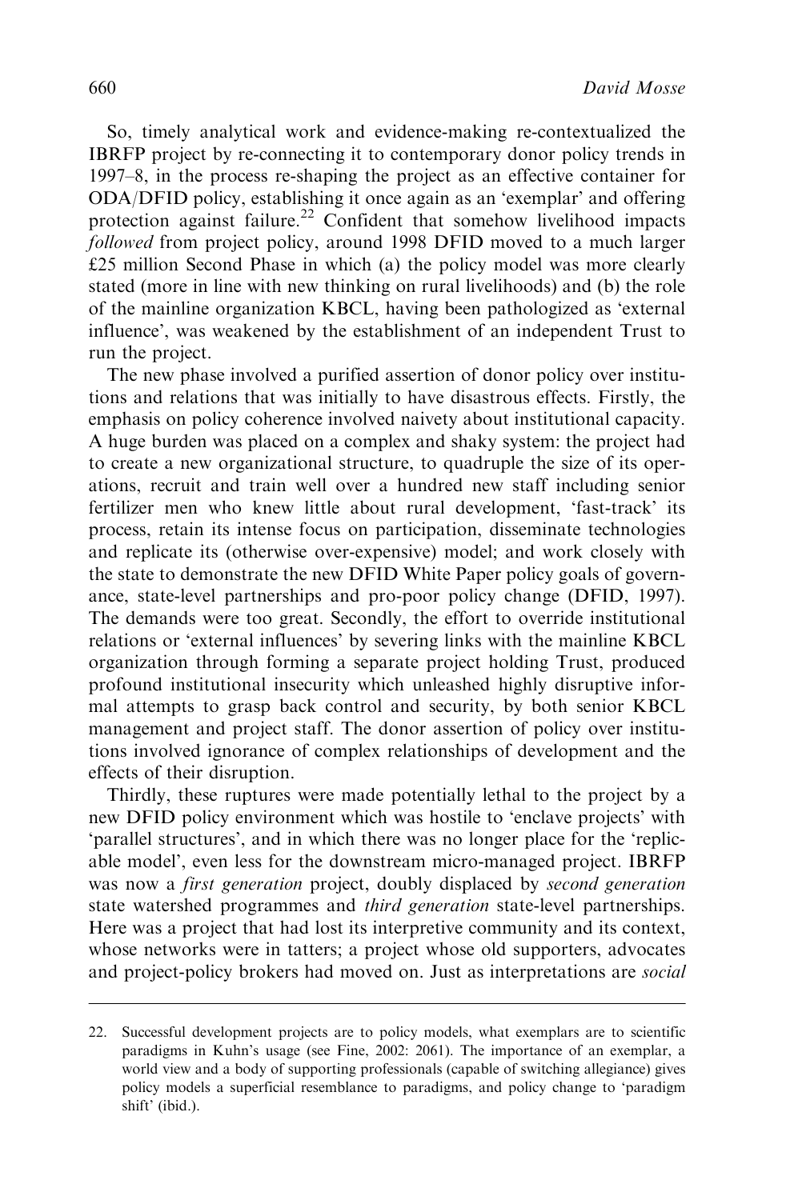So, timely analytical work and evidence-making re-contextualized the IBRFP project by re-connecting it to contemporary donor policy trends in 1997–8, in the process re-shaping the project as an effective container for ODA/DFID policy, establishing it once again as an 'exemplar' and offering protection against failure.[22] Confident that somehow livelihood impacts *followed* from project policy, around 1998 DFID moved to a much larger £25 million Second Phase in which (a) the policy model was more clearly stated (more in line with new thinking on rural livelihoods) and (b) the role of the mainline organization KBCL, having been pathologized as 'external influence', was weakened by the establishment of an independent Trust to run the project.

The new phase involved a purified assertion of donor policy over institutions and relations that was initially to have disastrous effects. Firstly, the emphasis on policy coherence involved naivety about institutional capacity. A huge burden was placed on a complex and shaky system: the project had to create a new organizational structure, to quadruple the size of its operations, recruit and train well over a hundred new staff including senior fertilizer men who knew little about rural development, 'fast-track' its process, retain its intense focus on participation, disseminate technologies and replicate its (otherwise over-expensive) model; and work closely with the state to demonstrate the new DFID White Paper policy goals of governance, state-level partnerships and pro-poor policy change (DFID, 1997). The demands were too great. Secondly, the effort to override institutional relations or 'external influences' by severing links with the mainline KBCL organization through forming a separate project holding Trust, produced profound institutional insecurity which unleashed highly disruptive informal attempts to grasp back control and security, by both senior KBCL management and project staff. The donor assertion of policy over institutions involved ignorance of complex relationships of development and the effects of their disruption.

Thirdly, these ruptures were made potentially lethal to the project by a new DFID policy environment which was hostile to 'enclave projects' with 'parallel structures', and in which there was no longer place for the 'replicable model', even less for the downstream micro-managed project. IBRFP was now a *first generation* project, doubly displaced by *second generation* state watershed programmes and *third generation* state-level partnerships. Here was a project that had lost its interpretive community and its context, whose networks were in tatters; a project whose old supporters, advocates and project-policy brokers had moved on. Just as interpretations are *social*

22. Successful development projects are to policy models, what exemplars are to scientific paradigms in Kuhn's usage (see Fine, 2002: 2061). The importance of an exemplar, a world view and a body of supporting professionals (capable of switching allegiance) gives policy models a superficial resemblance to paradigms, and policy change to 'paradigm shift' (ibid.).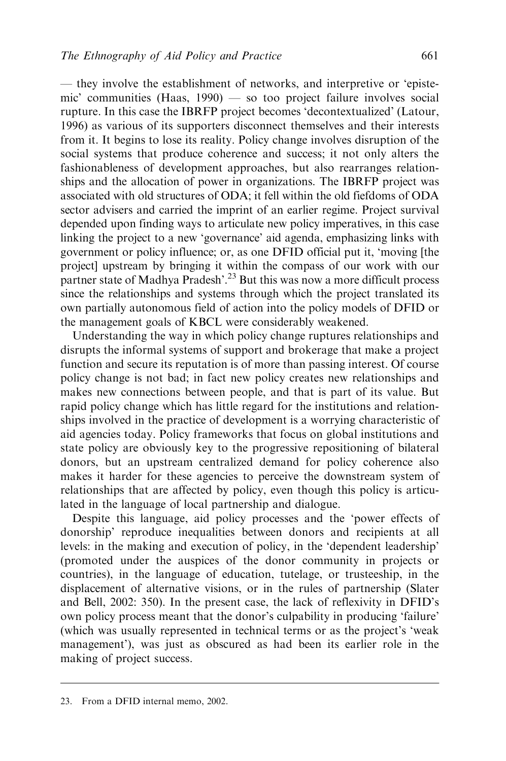— they involve the establishment of networks, and interpretive or 'epistemic' communities (Haas, 1990) — so too project failure involves social rupture. In this case the IBRFP project becomes 'decontextualized' (Latour, 1996) as various of its supporters disconnect themselves and their interests from it. It begins to lose its reality. Policy change involves disruption of the social systems that produce coherence and success; it not only alters the fashionableness of development approaches, but also rearranges relationships and the allocation of power in organizations. The IBRFP project was associated with old structures of ODA; it fell within the old fiefdoms of ODA sector advisers and carried the imprint of an earlier regime. Project survival depended upon finding ways to articulate new policy imperatives, in this case linking the project to a new 'governance' aid agenda, emphasizing links with government or policy influence; or, as one DFID official put it, 'moving [the project] upstream by bringing it within the compass of our work with our partner state of Madhya Pradesh'.[23] But this was now a more difficult process since the relationships and systems through which the project translated its own partially autonomous field of action into the policy models of DFID or the management goals of KBCL were considerably weakened.

Understanding the way in which policy change ruptures relationships and disrupts the informal systems of support and brokerage that make a project function and secure its reputation is of more than passing interest. Of course policy change is not bad; in fact new policy creates new relationships and makes new connections between people, and that is part of its value. But rapid policy change which has little regard for the institutions and relationships involved in the practice of development is a worrying characteristic of aid agencies today. Policy frameworks that focus on global institutions and state policy are obviously key to the progressive repositioning of bilateral donors, but an upstream centralized demand for policy coherence also makes it harder for these agencies to perceive the downstream system of relationships that are affected by policy, even though this policy is articulated in the language of local partnership and dialogue.

Despite this language, aid policy processes and the 'power effects of donorship' reproduce inequalities between donors and recipients at all levels: in the making and execution of policy, in the 'dependent leadership' (promoted under the auspices of the donor community in projects or countries), in the language of education, tutelage, or trusteeship, in the displacement of alternative visions, or in the rules of partnership (Slater and Bell, 2002: 350). In the present case, the lack of reflexivity in DFID's own policy process meant that the donor's culpability in producing 'failure' (which was usually represented in technical terms or as the project's 'weak management'), was just as obscured as had been its earlier role in the making of project success.

23. From a DFID internal memo, 2002.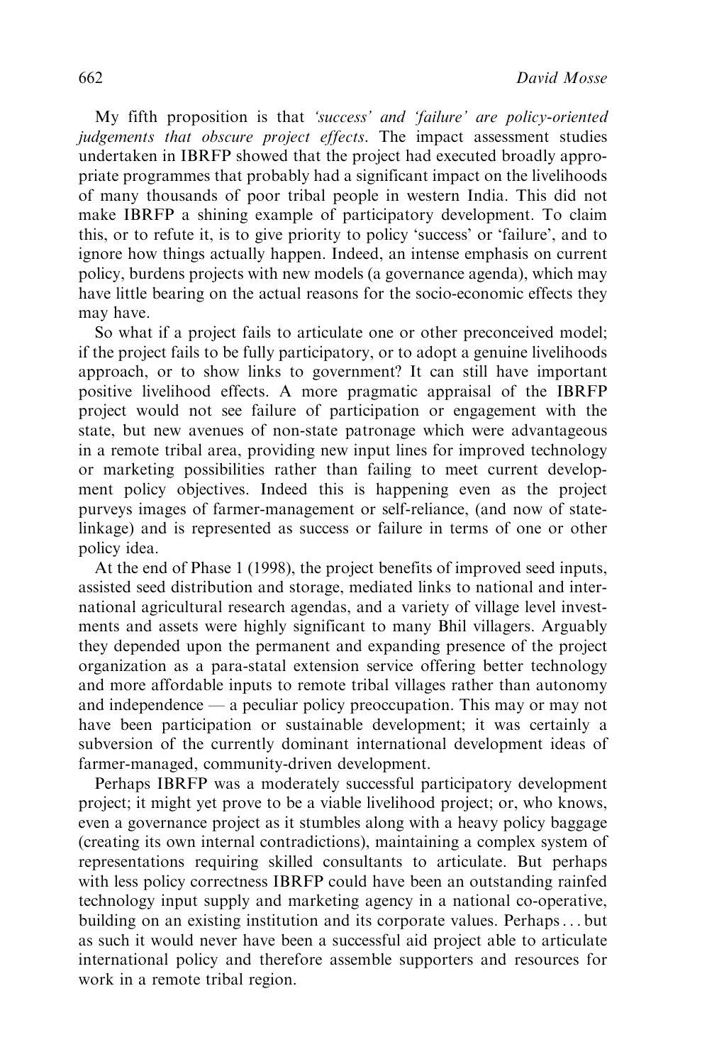My fifth proposition is that *'success' and 'failure' are policy-oriented judgements that obscure project effects*. The impact assessment studies undertaken in IBRFP showed that the project had executed broadly appropriate programmes that probably had a significant impact on the livelihoods of many thousands of poor tribal people in western India. This did not make IBRFP a shining example of participatory development. To claim this, or to refute it, is to give priority to policy 'success' or 'failure', and to ignore how things actually happen. Indeed, an intense emphasis on current policy, burdens projects with new models (a governance agenda), which may have little bearing on the actual reasons for the socio-economic effects they may have.

So what if a project fails to articulate one or other preconceived model; if the project fails to be fully participatory, or to adopt a genuine livelihoods approach, or to show links to government? It can still have important positive livelihood effects. A more pragmatic appraisal of the IBRFP project would not see failure of participation or engagement with the state, but new avenues of non-state patronage which were advantageous in a remote tribal area, providing new input lines for improved technology or marketing possibilities rather than failing to meet current development policy objectives. Indeed this is happening even as the project purveys images of farmer-management or self-reliance, (and now of state-linkage) and is represented as success or failure in terms of one or other policy idea.

At the end of Phase 1 (1998), the project benefits of improved seed inputs, assisted seed distribution and storage, mediated links to national and international agricultural research agendas, and a variety of village level investments and assets were highly significant to many Bhil villagers. Arguably they depended upon the permanent and expanding presence of the project organization as a para-statal extension service offering better technology and more affordable inputs to remote tribal villages rather than autonomy and independence — a peculiar policy preoccupation. This may or may not have been participation or sustainable development; it was certainly a subversion of the currently dominant international development ideas of farmer-managed, community-driven development.

Perhaps IBRFP was a moderately successful participatory development project; it might yet prove to be a viable livelihood project; or, who knows, even a governance project as it stumbles along with a heavy policy baggage (creating its own internal contradictions), maintaining a complex system of representations requiring skilled consultants to articulate. But perhaps with less policy correctness IBRFP could have been an outstanding rainfed technology input supply and marketing agency in a national co-operative, building on an existing institution and its corporate values. Perhaps ... but as such it would never have been a successful aid project able to articulate international policy and therefore assemble supporters and resources for work in a remote tribal region.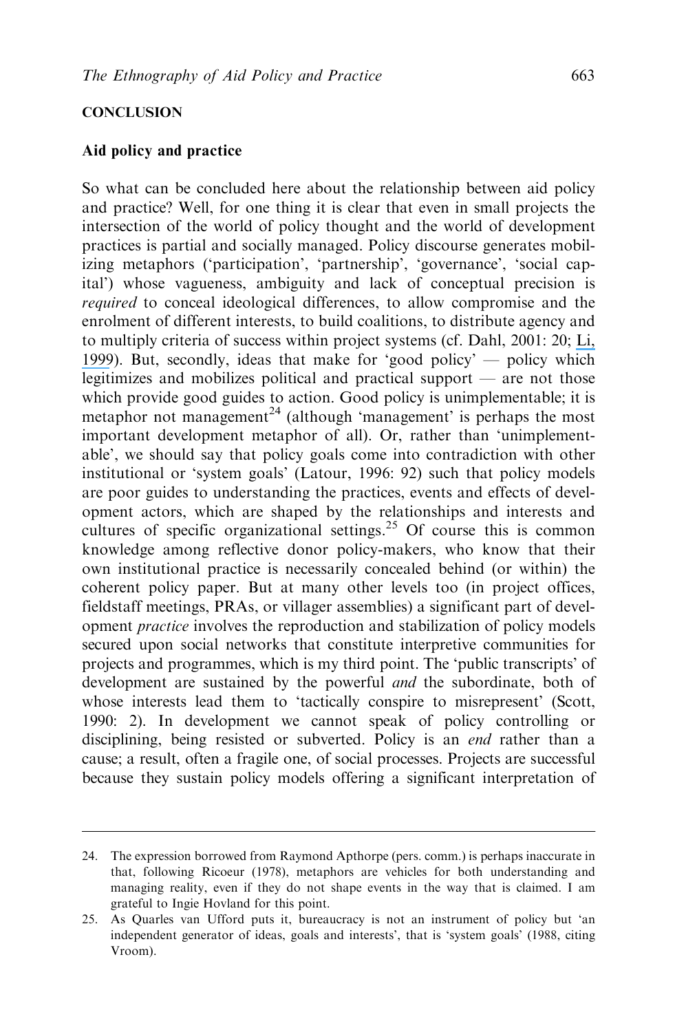## CONCLUSION

### Aid policy and practice

So what can be concluded here about the relationship between aid policy and practice? Well, for one thing it is clear that even in small projects the intersection of the world of policy thought and the world of development practices is partial and socially managed. Policy discourse generates mobilizing metaphors ('participation', 'partnership', 'governance', 'social capital') whose vagueness, ambiguity and lack of conceptual precision is *required* to conceal ideological differences, to allow compromise and the enrolment of different interests, to build coalitions, to distribute agency and to multiply criteria of success within project systems (cf. Dahl, 2001: 20; Li, 1999). But, secondly, ideas that make for 'good policy' — policy which legitimizes and mobilizes political and practical support — are not those which provide good guides to action. Good policy is unimplementable; it is metaphor not management[24] (although 'management' is perhaps the most important development metaphor of all). Or, rather than 'unimplementable', we should say that policy goals come into contradiction with other institutional or 'system goals' (Latour, 1996: 92) such that policy models are poor guides to understanding the practices, events and effects of development actors, which are shaped by the relationships and interests and cultures of specific organizational settings.[25] Of course this is common knowledge among reflective donor policy-makers, who know that their own institutional practice is necessarily concealed behind (or within) the coherent policy paper. But at many other levels too (in project offices, fieldstaff meetings, PRAs, or villager assemblies) a significant part of development *practice* involves the reproduction and stabilization of policy models secured upon social networks that constitute interpretive communities for projects and programmes, which is my third point. The 'public transcripts' of development are sustained by the powerful *and* the subordinate, both of whose interests lead them to 'tactically conspire to misrepresent' (Scott, 1990: 2). In development we cannot speak of policy controlling or disciplining, being resisted or subverted. Policy is an *end* rather than a cause; a result, often a fragile one, of social processes. Projects are successful because they sustain policy models offering a significant interpretation of

---

24. The expression borrowed from Raymond Apthorpe (pers. comm.) is perhaps inaccurate in that, following Ricoeur (1978), metaphors are vehicles for both understanding and managing reality, even if they do not shape events in the way that is claimed. I am grateful to Ingie Hovland for this point.

25. As Quarles van Ufford puts it, bureaucracy is not an instrument of policy but 'an independent generator of ideas, goals and interests', that is 'system goals' (1988, citing Vroom).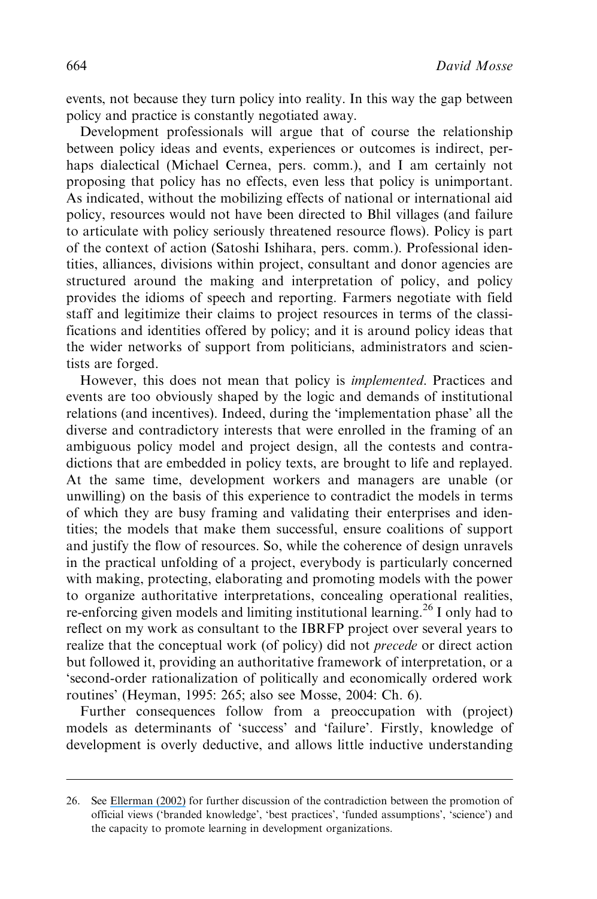events, not because they turn policy into reality. In this way the gap between policy and practice is constantly negotiated away.

Development professionals will argue that of course the relationship between policy ideas and events, experiences or outcomes is indirect, perhaps dialectical (Michael Cernea, pers. comm.), and I am certainly not proposing that policy has no effects, even less that policy is unimportant. As indicated, without the mobilizing effects of national or international aid policy, resources would not have been directed to Bhil villages (and failure to articulate with policy seriously threatened resource flows). Policy is part of the context of action (Satoshi Ishihara, pers. comm.). Professional identities, alliances, divisions within project, consultant and donor agencies are structured around the making and interpretation of policy, and policy provides the idioms of speech and reporting. Farmers negotiate with field staff and legitimize their claims to project resources in terms of the classifications and identities offered by policy; and it is around policy ideas that the wider networks of support from politicians, administrators and scientists are forged.

However, this does not mean that policy is *implemented*. Practices and events are too obviously shaped by the logic and demands of institutional relations (and incentives). Indeed, during the 'implementation phase' all the diverse and contradictory interests that were enrolled in the framing of an ambiguous policy model and project design, all the contests and contradictions that are embedded in policy texts, are brought to life and replayed. At the same time, development workers and managers are unable (or unwilling) on the basis of this experience to contradict the models in terms of which they are busy framing and validating their enterprises and identities; the models that make them successful, ensure coalitions of support and justify the flow of resources. So, while the coherence of design unravels in the practical unfolding of a project, everybody is particularly concerned with making, protecting, elaborating and promoting models with the power to organize authoritative interpretations, concealing operational realities, re-enforcing given models and limiting institutional learning.[26] I only had to reflect on my work as consultant to the IBRFP project over several years to realize that the conceptual work (of policy) did not *precede* or direct action but followed it, providing an authoritative framework of interpretation, or a 'second-order rationalization of politically and economically ordered work routines' (Heyman, 1995: 265; also see Mosse, 2004: Ch. 6).

Further consequences follow from a preoccupation with (project) models as determinants of 'success' and 'failure'. Firstly, knowledge of development is overly deductive, and allows little inductive understanding

26. See Ellerman (2002) for further discussion of the contradiction between the promotion of official views ('branded knowledge', 'best practices', 'funded assumptions', 'science') and the capacity to promote learning in development organizations.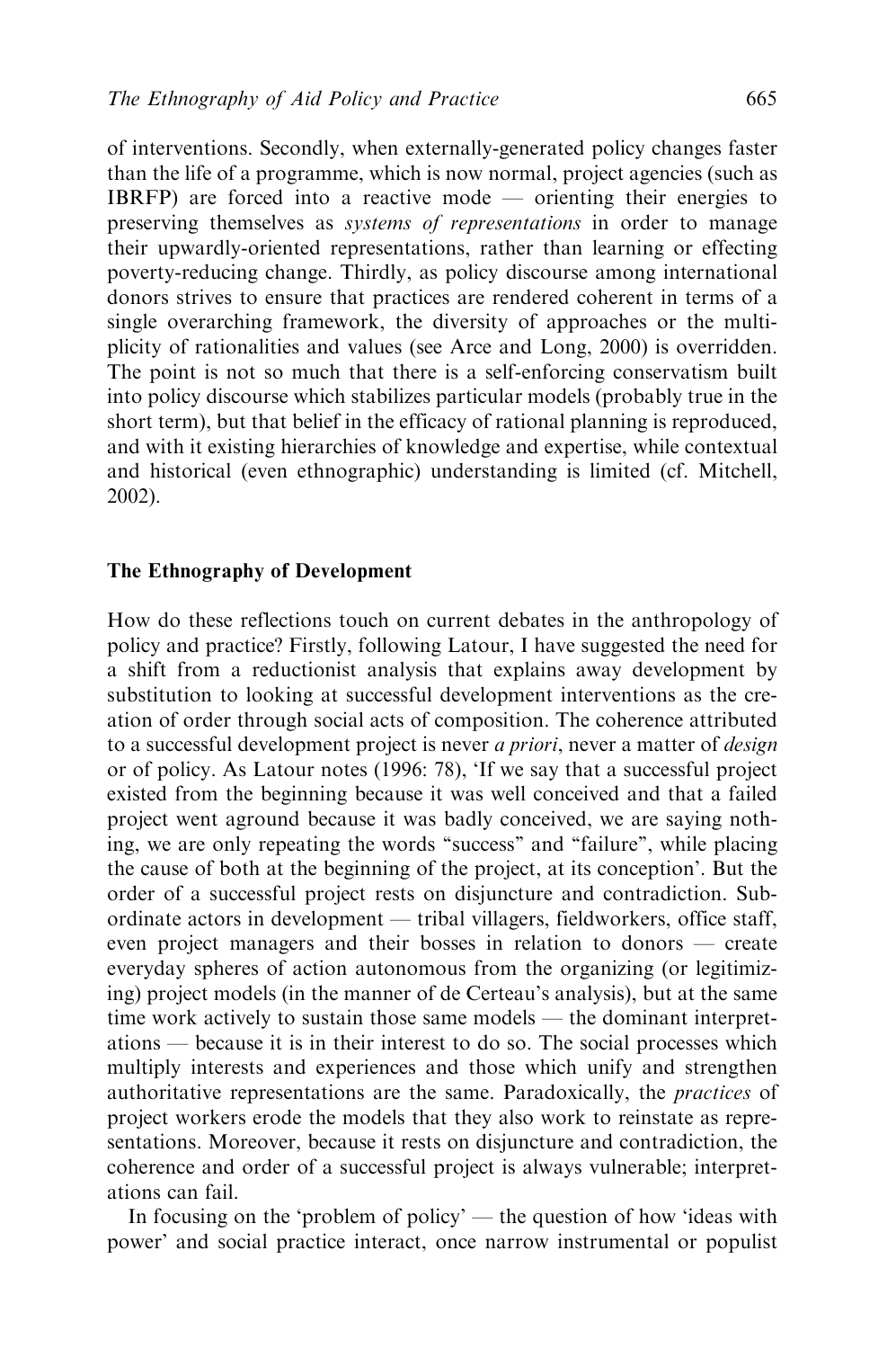of interventions. Secondly, when externally-generated policy changes faster than the life of a programme, which is now normal, project agencies (such as IBRFP) are forced into a reactive mode — orienting their energies to preserving themselves as *systems of representations* in order to manage their upwardly-oriented representations, rather than learning or effecting poverty-reducing change. Thirdly, as policy discourse among international donors strives to ensure that practices are rendered coherent in terms of a single overarching framework, the diversity of approaches or the multiplicity of rationalities and values (see Arce and Long, 2000) is overridden. The point is not so much that there is a self-enforcing conservatism built into policy discourse which stabilizes particular models (probably true in the short term), but that belief in the efficacy of rational planning is reproduced, and with it existing hierarchies of knowledge and expertise, while contextual and historical (even ethnographic) understanding is limited (cf. Mitchell, 2002).

## The Ethnography of Development

How do these reflections touch on current debates in the anthropology of policy and practice? Firstly, following Latour, I have suggested the need for a shift from a reductionist analysis that explains away development by substitution to looking at successful development interventions as the creation of order through social acts of composition. The coherence attributed to a successful development project is never *a priori*, never a matter of *design* or of policy. As Latour notes (1996: 78), 'If we say that a successful project existed from the beginning because it was well conceived and that a failed project went aground because it was badly conceived, we are saying nothing, we are only repeating the words "success" and "failure", while placing the cause of both at the beginning of the project, at its conception'. But the order of a successful project rests on disjuncture and contradiction. Subordinate actors in development — tribal villagers, fieldworkers, office staff, even project managers and their bosses in relation to donors — create everyday spheres of action autonomous from the organizing (or legitimizing) project models (in the manner of de Certeau's analysis), but at the same time work actively to sustain those same models — the dominant interpretations — because it is in their interest to do so. The social processes which multiply interests and experiences and those which unify and strengthen authoritative representations are the same. Paradoxically, the *practices* of project workers erode the models that they also work to reinstate as representations. Moreover, because it rests on disjuncture and contradiction, the coherence and order of a successful project is always vulnerable; interpretations can fail.

In focusing on the 'problem of policy' — the question of how 'ideas with power' and social practice interact, once narrow instrumental or populist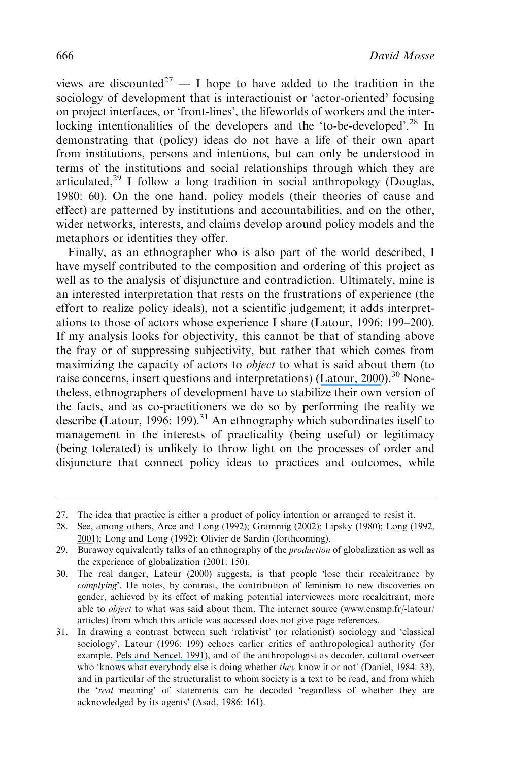views are discounted[27] — I hope to have added to the tradition in the sociology of development that is interactionist or 'actor-oriented' focusing on project interfaces, or 'front-lines', the lifeworlds of workers and the interlocking intentionalities of the developers and the 'to-be-developed'.[28] In demonstrating that (policy) ideas do not have a life of their own apart from institutions, persons and intentions, but can only be understood in terms of the institutions and social relationships through which they are articulated,[29] I follow a long tradition in social anthropology (Douglas, 1980: 60). On the one hand, policy models (their theories of cause and effect) are patterned by institutions and accountabilities, and on the other, wider networks, interests, and claims develop around policy models and the metaphors or identities they offer.

Finally, as an ethnographer who is also part of the world described, I have myself contributed to the composition and ordering of this project as well as to the analysis of disjuncture and contradiction. Ultimately, mine is an interested interpretation that rests on the frustrations of experience (the effort to realize policy ideals), not a scientific judgement; it adds interpretations to those of actors whose experience I share (Latour, 1996: 199–200). If my analysis looks for objectivity, this cannot be that of standing above the fray or of suppressing subjectivity, but rather that which comes from maximizing the capacity of actors to *object* to what is said about them (to raise concerns, insert questions and interpretations) (Latour, 2000).[30] Nonetheless, ethnographers of development have to stabilize their own version of the facts, and as co-practitioners we do so by performing the reality we describe (Latour, 1996: 199).[31] An ethnography which subordinates itself to management in the interests of practicality (being useful) or legitimacy (being tolerated) is unlikely to throw light on the processes of order and disjuncture that connect policy ideas to practices and outcomes, while

---

27. The idea that practice is either a product of policy intention or arranged to resist it.

28. See, among others, Arce and Long (1992); Grammig (2002); Lipsky (1980); Long (1992, 2001); Long and Long (1992); Olivier de Sardin (forthcoming).

29. Burawoy equivalently talks of an ethnography of the *production* of globalization as well as the experience of globalization (2001: 150).

30. The real danger, Latour (2000) suggests, is that people 'lose their recalcitrance by *complying*'. He notes, by contrast, the contribution of feminism to new discoveries on gender, achieved by its effect of making potential interviewees more recalcitrant, more able to *object* to what was said about them. The internet source (www.ensmp.fr/-latour/articles) from which this article was accessed does not give page references.

31. In drawing a contrast between such 'relativist' (or relationist) sociology and 'classical sociology', Latour (1996: 199) echoes earlier critics of anthropological authority (for example, Pels and Nencel, 1991), and of the anthropologist as decoder, cultural overseer who 'knows what everybody else is doing whether *they* know it or not' (Daniel, 1984: 33), and in particular of the structuralist to whom society is a text to be read, and from which the '*real* meaning' of statements can be decoded 'regardless of whether they are acknowledged by its agents' (Asad, 1986: 161).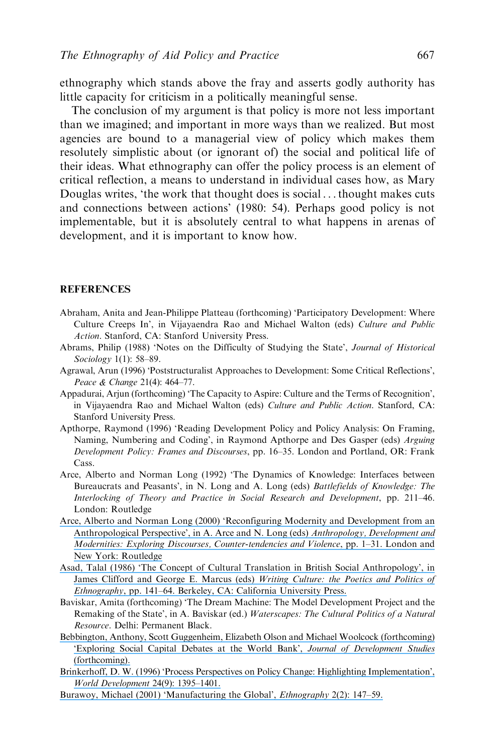ethnography which stands above the fray and asserts godly authority has little capacity for criticism in a politically meaningful sense.

The conclusion of my argument is that policy is more not less important than we imagined; and important in more ways than we realized. But most agencies are bound to a managerial view of policy which makes them resolutely simplistic about (or ignorant of) the social and political life of their ideas. What ethnography can offer the policy process is an element of critical reflection, a means to understand in individual cases how, as Mary Douglas writes, 'the work that thought does is social . . . thought makes cuts and connections between actions' (1980: 54). Perhaps good policy is not implementable, but it is absolutely central to what happens in arenas of development, and it is important to know how.

## REFERENCES

Abraham, Anita and Jean-Philippe Platteau (forthcoming) 'Participatory Development: Where Culture Creeps In', in Vijayaendra Rao and Michael Walton (eds) *Culture and Public Action*. Stanford, CA: Stanford University Press.

Abrams, Philip (1988) 'Notes on the Difficulty of Studying the State', *Journal of Historical Sociology* 1(1): 58–89.

Agrawal, Arun (1996) 'Poststructuralist Approaches to Development: Some Critical Reflections', *Peace & Change* 21(4): 464–77.

Appadurai, Arjun (forthcoming) 'The Capacity to Aspire: Culture and the Terms of Recognition', in Vijayaendra Rao and Michael Walton (eds) *Culture and Public Action*. Stanford, CA: Stanford University Press.

Apthorpe, Raymond (1996) 'Reading Development Policy and Policy Analysis: On Framing, Naming, Numbering and Coding', in Raymond Apthorpe and Des Gasper (eds) *Arguing Development Policy: Frames and Discourses*, pp. 16–35. London and Portland, OR: Frank Cass.

Arce, Alberto and Norman Long (1992) 'The Dynamics of Knowledge: Interfaces between Bureaucrats and Peasants', in N. Long and A. Long (eds) *Battlefields of Knowledge: The Interlocking of Theory and Practice in Social Research and Development*, pp. 211–46. London: Routledge

Arce, Alberto and Norman Long (2000) 'Reconfiguring Modernity and Development from an Anthropological Perspective', in A. Arce and N. Long (eds) *Anthropology, Development and Modernities: Exploring Discourses, Counter-tendencies and Violence*, pp. 1–31. London and New York: Routledge

Asad, Talal (1986) 'The Concept of Cultural Translation in British Social Anthropology', in James Clifford and George E. Marcus (eds) *Writing Culture: the Poetics and Politics of Ethnography*, pp. 141–64. Berkeley, CA: California University Press.

Baviskar, Amita (forthcoming) 'The Dream Machine: The Model Development Project and the Remaking of the State', in A. Baviskar (ed.) *Waterscapes: The Cultural Politics of a Natural Resource*. Delhi: Permanent Black.

Bebbington, Anthony, Scott Guggenheim, Elizabeth Olson and Michael Woolcock (forthcoming) 'Exploring Social Capital Debates at the World Bank', *Journal of Development Studies* (forthcoming).

Brinkerhoff, D. W. (1996) 'Process Perspectives on Policy Change: Highlighting Implementation', *World Development* 24(9): 1395–1401.

Burawoy, Michael (2001) 'Manufacturing the Global', *Ethnography* 2(2): 147–59.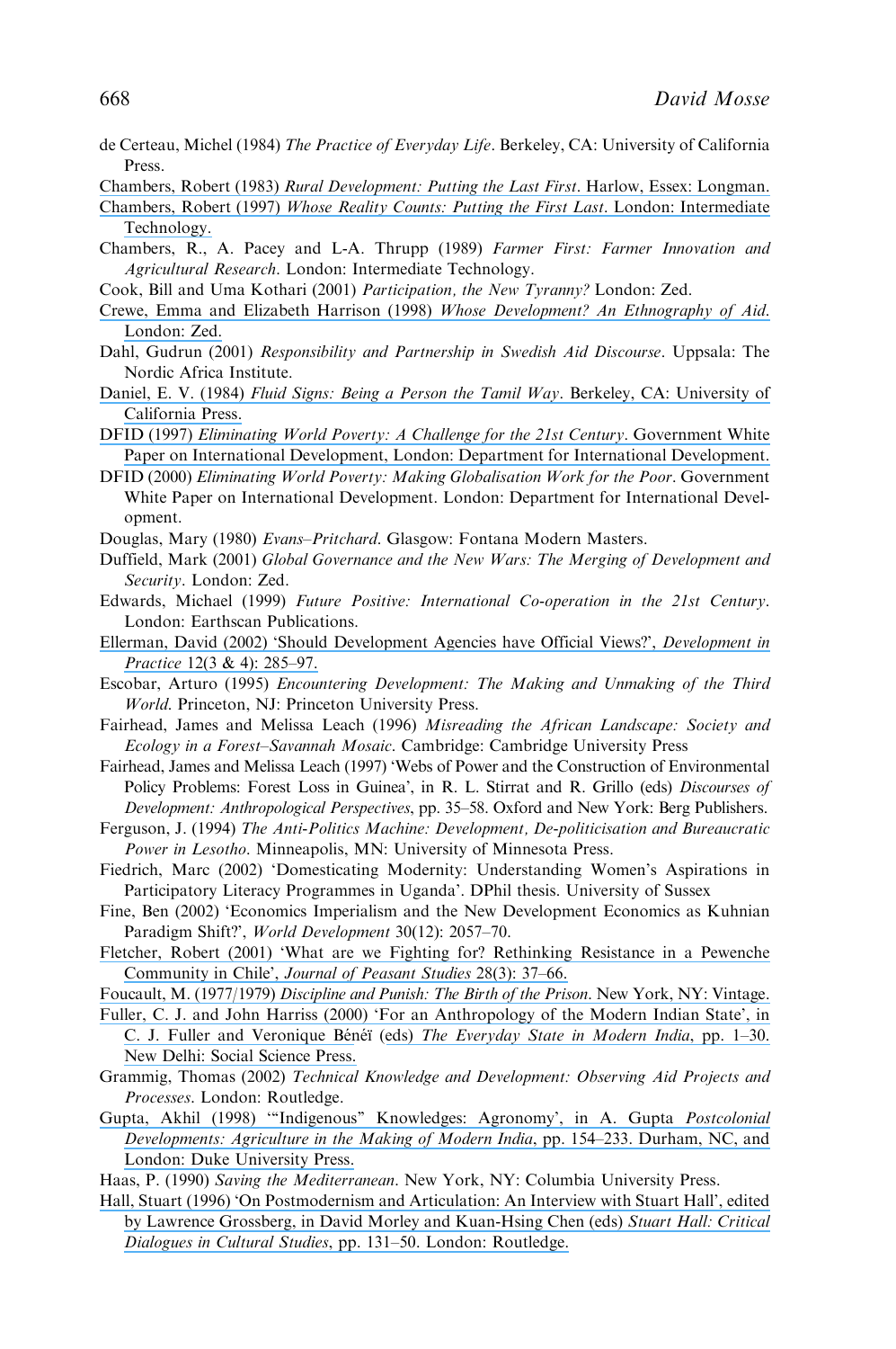de Certeau, Michel (1984) *The Practice of Everyday Life*. Berkeley, CA: University of California Press.

Chambers, Robert (1983) *Rural Development: Putting the Last First*. Harlow, Essex: Longman.

Chambers, Robert (1997) *Whose Reality Counts: Putting the First Last*. London: Intermediate Technology.

Chambers, R., A. Pacey and L-A. Thrupp (1989) *Farmer First: Farmer Innovation and Agricultural Research*. London: Intermediate Technology.

Cook, Bill and Uma Kothari (2001) *Participation, the New Tyranny?* London: Zed.

Crewe, Emma and Elizabeth Harrison (1998) *Whose Development? An Ethnography of Aid*. London: Zed.

Dahl, Gudrun (2001) *Responsibility and Partnership in Swedish Aid Discourse*. Uppsala: The Nordic Africa Institute.

Daniel, E. V. (1984) *Fluid Signs: Being a Person the Tamil Way*. Berkeley, CA: University of California Press.

DFID (1997) *Eliminating World Poverty: A Challenge for the 21st Century*. Government White Paper on International Development, London: Department for International Development.

DFID (2000) *Eliminating World Poverty: Making Globalisation Work for the Poor*. Government White Paper on International Development. London: Department for International Development.

Douglas, Mary (1980) *Evans–Pritchard*. Glasgow: Fontana Modern Masters.

Duffield, Mark (2001) *Global Governance and the New Wars: The Merging of Development and Security*. London: Zed.

Edwards, Michael (1999) *Future Positive: International Co-operation in the 21st Century*. London: Earthscan Publications.

Ellerman, David (2002) 'Should Development Agencies have Official Views?', *Development in Practice* 12(3 & 4): 285–97.

Escobar, Arturo (1995) *Encountering Development: The Making and Unmaking of the Third World*. Princeton, NJ: Princeton University Press.

Fairhead, James and Melissa Leach (1996) *Misreading the African Landscape: Society and Ecology in a Forest–Savannah Mosaic*. Cambridge: Cambridge University Press

Fairhead, James and Melissa Leach (1997) 'Webs of Power and the Construction of Environmental Policy Problems: Forest Loss in Guinea', in R. L. Stirrat and R. Grillo (eds) *Discourses of Development: Anthropological Perspectives*, pp. 35–58. Oxford and New York: Berg Publishers.

Ferguson, J. (1994) *The Anti-Politics Machine: Development, De-politicisation and Bureaucratic Power in Lesotho*. Minneapolis, MN: University of Minnesota Press.

Fiedrich, Marc (2002) 'Domesticating Modernity: Understanding Women's Aspirations in Participatory Literacy Programmes in Uganda'. DPhil thesis. University of Sussex

Fine, Ben (2002) 'Economics Imperialism and the New Development Economics as Kuhnian Paradigm Shift?', *World Development* 30(12): 2057–70.

Fletcher, Robert (2001) 'What are we Fighting for? Rethinking Resistance in a Pewenche Community in Chile', *Journal of Peasant Studies* 28(3): 37–66.

Foucault, M. (1977/1979) *Discipline and Punish: The Birth of the Prison*. New York, NY: Vintage.

Fuller, C. J. and John Harriss (2000) 'For an Anthropology of the Modern Indian State', in C. J. Fuller and Veronique Bénéï (eds) *The Everyday State in Modern India*, pp. 1–30. New Delhi: Social Science Press.

Grammig, Thomas (2002) *Technical Knowledge and Development: Observing Aid Projects and Processes*. London: Routledge.

Gupta, Akhil (1998) '"Indigenous" Knowledges: Agronomy', in A. Gupta *Postcolonial Developments: Agriculture in the Making of Modern India*, pp. 154–233. Durham, NC, and London: Duke University Press.

Haas, P. (1990) *Saving the Mediterranean*. New York, NY: Columbia University Press.

Hall, Stuart (1996) 'On Postmodernism and Articulation: An Interview with Stuart Hall', edited by Lawrence Grossberg, in David Morley and Kuan-Hsing Chen (eds) *Stuart Hall: Critical Dialogues in Cultural Studies*, pp. 131–50. London: Routledge.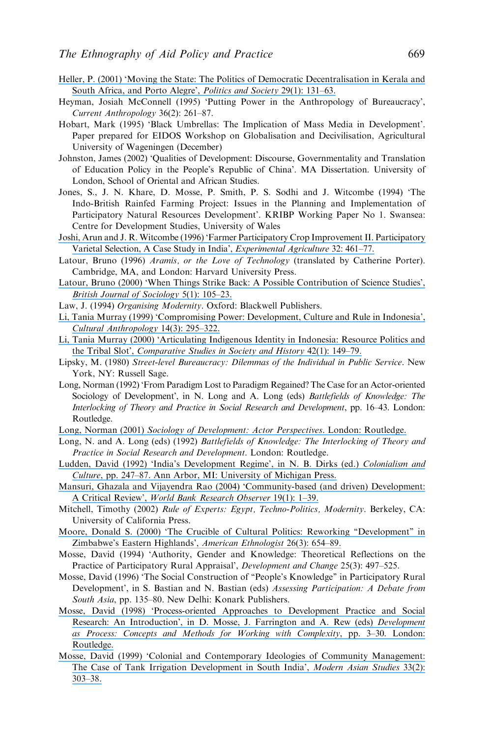Heller, P. (2001) 'Moving the State: The Politics of Democratic Decentralisation in Kerala and South Africa, and Porto Alegre', *Politics and Society* 29(1): 131–63.

Heyman, Josiah McConnell (1995) 'Putting Power in the Anthropology of Bureaucracy', *Current Anthropology* 36(2): 261–87.

Hobart, Mark (1995) 'Black Umbrellas: The Implication of Mass Media in Development'. Paper prepared for EIDOS Workshop on Globalisation and Decivilisation, Agricultural University of Wageningen (December)

Johnston, James (2002) 'Qualities of Development: Discourse, Governmentality and Translation of Education Policy in the People's Republic of China'. MA Dissertation. University of London, School of Oriental and African Studies.

Jones, S., J. N. Khare, D. Mosse, P. Smith, P. S. Sodhi and J. Witcombe (1994) 'The Indo-British Rainfed Farming Project: Issues in the Planning and Implementation of Participatory Natural Resources Development'. KRIBP Working Paper No 1. Swansea: Centre for Development Studies, University of Wales

Joshi, Arun and J. R. Witcombe (1996) 'Farmer Participatory Crop Improvement II. Participatory Varietal Selection, A Case Study in India', *Experimental Agriculture* 32: 461–77.

Latour, Bruno (1996) *Aramis, or the Love of Technology* (translated by Catherine Porter). Cambridge, MA, and London: Harvard University Press.

Latour, Bruno (2000) 'When Things Strike Back: A Possible Contribution of Science Studies', *British Journal of Sociology* 5(1): 105–23.

Law, J. (1994) *Organising Modernity*. Oxford: Blackwell Publishers.

Li, Tania Murray (1999) 'Compromising Power: Development, Culture and Rule in Indonesia', *Cultural Anthropology* 14(3): 295–322.

Li, Tania Murray (2000) 'Articulating Indigenous Identity in Indonesia: Resource Politics and the Tribal Slot', *Comparative Studies in Society and History* 42(1): 149–79.

Lipsky, M. (1980) *Street-level Bureaucracy: Dilemmas of the Individual in Public Service*. New York, NY: Russell Sage.

Long, Norman (1992) 'From Paradigm Lost to Paradigm Regained? The Case for an Actor-oriented Sociology of Development', in N. Long and A. Long (eds) *Battlefields of Knowledge: The Interlocking of Theory and Practice in Social Research and Development*, pp. 16–43. London: Routledge.

Long, Norman (2001) *Sociology of Development: Actor Perspectives*. London: Routledge.

Long, N. and A. Long (eds) (1992) *Battlefields of Knowledge: The Interlocking of Theory and Practice in Social Research and Development*. London: Routledge.

Ludden, David (1992) 'India's Development Regime', in N. B. Dirks (ed.) *Colonialism and Culture*, pp. 247–87. Ann Arbor, MI: University of Michigan Press.

Mansuri, Ghazala and Vijayendra Rao (2004) 'Community-based (and driven) Development: A Critical Review', *World Bank Research Observer* 19(1): 1–39.

Mitchell, Timothy (2002) *Rule of Experts: Egypt, Techno-Politics, Modernity*. Berkeley, CA: University of California Press.

Moore, Donald S. (2000) 'The Crucible of Cultural Politics: Reworking "Development" in Zimbabwe's Eastern Highlands', *American Ethnologist* 26(3): 654–89.

Mosse, David (1994) 'Authority, Gender and Knowledge: Theoretical Reflections on the Practice of Participatory Rural Appraisal', *Development and Change* 25(3): 497–525.

Mosse, David (1996) 'The Social Construction of "People's Knowledge" in Participatory Rural Development', in S. Bastian and N. Bastian (eds) *Assessing Participation: A Debate from South Asia*, pp. 135–80. New Delhi: Konark Publishers.

Mosse, David (1998) 'Process-oriented Approaches to Development Practice and Social Research: An Introduction', in D. Mosse, J. Farrington and A. Rew (eds) *Development as Process: Concepts and Methods for Working with Complexity*, pp. 3–30. London: Routledge.

Mosse, David (1999) 'Colonial and Contemporary Ideologies of Community Management: The Case of Tank Irrigation Development in South India', *Modern Asian Studies* 33(2): 303–38.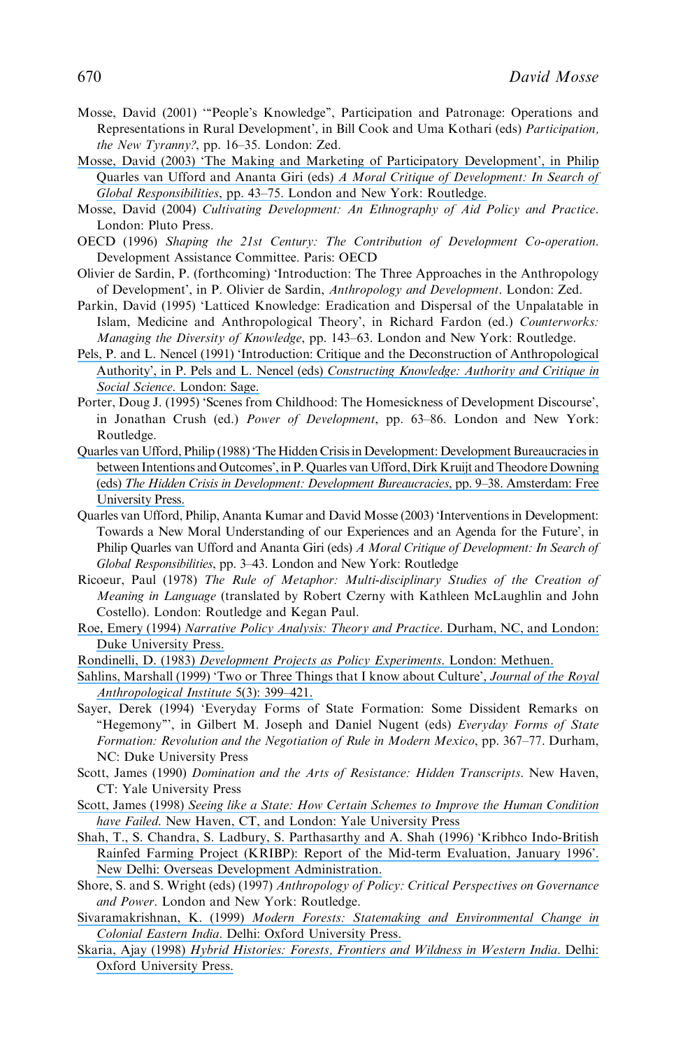Mosse, David (2001) '"People's Knowledge", Participation and Patronage: Operations and Representations in Rural Development', in Bill Cook and Uma Kothari (eds) *Participation, the New Tyranny?*, pp. 16–35. London: Zed.

Mosse, David (2003) 'The Making and Marketing of Participatory Development', in Philip Quarles van Ufford and Ananta Giri (eds) *A Moral Critique of Development: In Search of Global Responsibilities*, pp. 43–75. London and New York: Routledge.

Mosse, David (2004) *Cultivating Development: An Ethnography of Aid Policy and Practice*. London: Pluto Press.

OECD (1996) *Shaping the 21st Century: The Contribution of Development Co-operation*. Development Assistance Committee. Paris: OECD

Olivier de Sardin, P. (forthcoming) 'Introduction: The Three Approaches in the Anthropology of Development', in P. Olivier de Sardin, *Anthropology and Development*. London: Zed.

Parkin, David (1995) 'Latticed Knowledge: Eradication and Dispersal of the Unpalatable in Islam, Medicine and Anthropological Theory', in Richard Fardon (ed.) *Counterworks: Managing the Diversity of Knowledge*, pp. 143–63. London and New York: Routledge.

Pels, P. and L. Nencel (1991) 'Introduction: Critique and the Deconstruction of Anthropological Authority', in P. Pels and L. Nencel (eds) *Constructing Knowledge: Authority and Critique in Social Science*. London: Sage.

Porter, Doug J. (1995) 'Scenes from Childhood: The Homesickness of Development Discourse', in Jonathan Crush (ed.) *Power of Development*, pp. 63–86. London and New York: Routledge.

Quarles van Ufford, Philip (1988) 'The Hidden Crisis in Development: Development Bureaucracies in between Intentions and Outcomes', in P. Quarles van Ufford, Dirk Kruijt and Theodore Downing (eds) *The Hidden Crisis in Development: Development Bureaucracies*, pp. 9–38. Amsterdam: Free University Press.

Quarles van Ufford, Philip, Ananta Kumar and David Mosse (2003) 'Interventions in Development: Towards a New Moral Understanding of our Experiences and an Agenda for the Future', in Philip Quarles van Ufford and Ananta Giri (eds) *A Moral Critique of Development: In Search of Global Responsibilities*, pp. 3–43. London and New York: Routledge

Ricoeur, Paul (1978) *The Rule of Metaphor: Multi-disciplinary Studies of the Creation of Meaning in Language* (translated by Robert Czerny with Kathleen McLaughlin and John Costello). London: Routledge and Kegan Paul.

Roe, Emery (1994) *Narrative Policy Analysis: Theory and Practice*. Durham, NC, and London: Duke University Press.

Rondinelli, D. (1983) *Development Projects as Policy Experiments*. London: Methuen.

Sahlins, Marshall (1999) 'Two or Three Things that I know about Culture', *Journal of the Royal Anthropological Institute* 5(3): 399–421.

Sayer, Derek (1994) 'Everyday Forms of State Formation: Some Dissident Remarks on "Hegemony"', in Gilbert M. Joseph and Daniel Nugent (eds) *Everyday Forms of State Formation: Revolution and the Negotiation of Rule in Modern Mexico*, pp. 367–77. Durham, NC: Duke University Press

Scott, James (1990) *Domination and the Arts of Resistance: Hidden Transcripts*. New Haven, CT: Yale University Press

Scott, James (1998) *Seeing like a State: How Certain Schemes to Improve the Human Condition have Failed*. New Haven, CT, and London: Yale University Press

Shah, T., S. Chandra, S. Ladbury, S. Parthasarthy and A. Shah (1996) 'Kribhco Indo-British Rainfed Farming Project (KRIBP): Report of the Mid-term Evaluation, January 1996'. New Delhi: Overseas Development Administration.

Shore, S. and S. Wright (eds) (1997) *Anthropology of Policy: Critical Perspectives on Governance and Power*. London and New York: Routledge.

Sivaramakrishnan, K. (1999) *Modern Forests: Statemaking and Environmental Change in Colonial Eastern India*. Delhi: Oxford University Press.

Skaria, Ajay (1998) *Hybrid Histories: Forests, Frontiers and Wildness in Western India*. Delhi: Oxford University Press.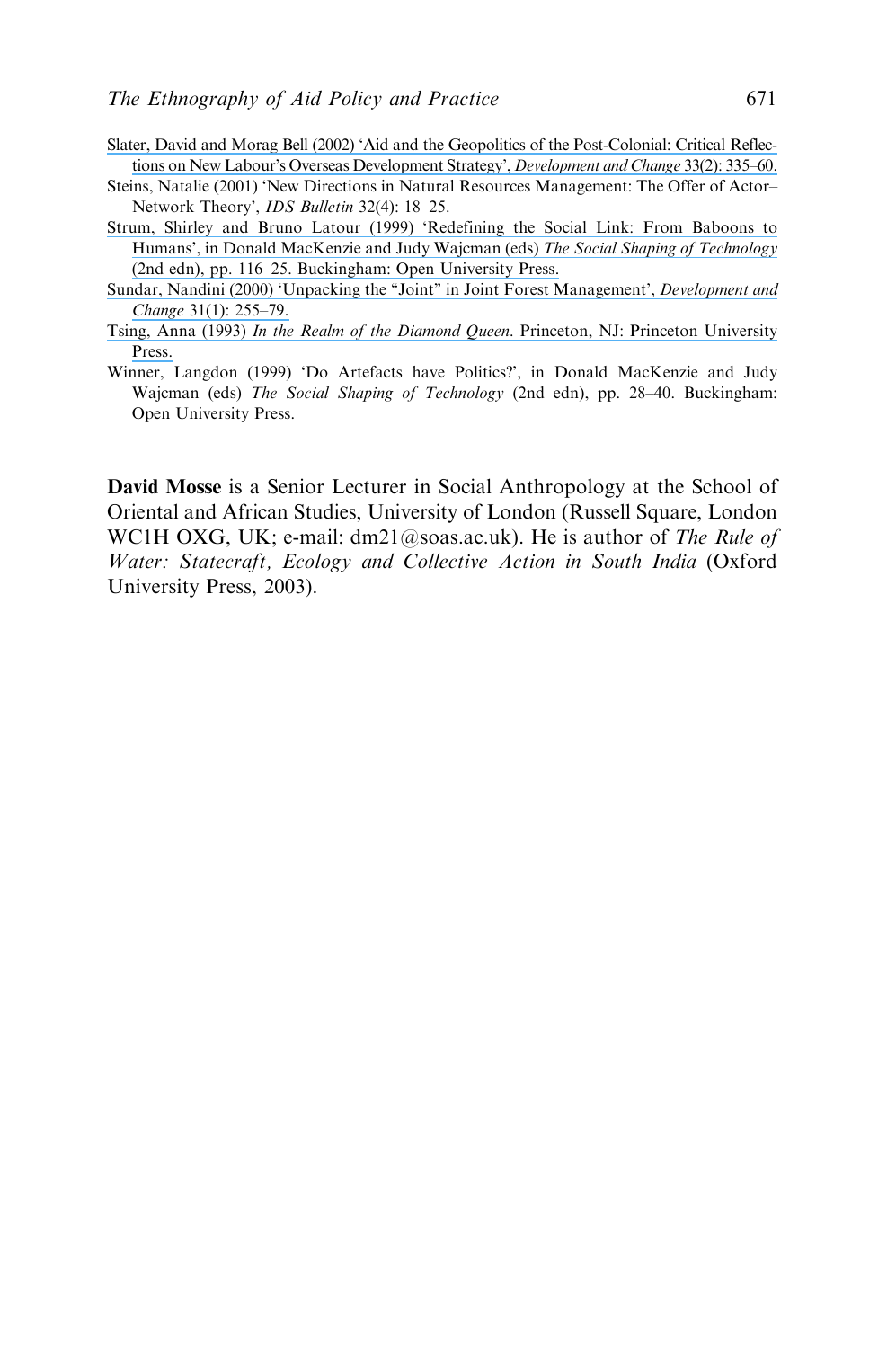Slater, David and Morag Bell (2002) 'Aid and the Geopolitics of the Post-Colonial: Critical Reflections on New Labour's Overseas Development Strategy', *Development and Change* 33(2): 335–60.

Steins, Natalie (2001) 'New Directions in Natural Resources Management: The Offer of Actor–Network Theory', *IDS Bulletin* 32(4): 18–25.

Strum, Shirley and Bruno Latour (1999) 'Redefining the Social Link: From Baboons to Humans', in Donald MacKenzie and Judy Wajcman (eds) *The Social Shaping of Technology* (2nd edn), pp. 116–25. Buckingham: Open University Press.

Sundar, Nandini (2000) 'Unpacking the "Joint" in Joint Forest Management', *Development and Change* 31(1): 255–79.

Tsing, Anna (1993) *In the Realm of the Diamond Queen*. Princeton, NJ: Princeton University Press.

Winner, Langdon (1999) 'Do Artefacts have Politics?', in Donald MacKenzie and Judy Wajcman (eds) *The Social Shaping of Technology* (2nd edn), pp. 28–40. Buckingham: Open University Press.

**David Mosse** is a Senior Lecturer in Social Anthropology at the School of Oriental and African Studies, University of London (Russell Square, London WC1H OXG, UK; e-mail: dm21@soas.ac.uk). He is author of *The Rule of Water: Statecraft, Ecology and Collective Action in South India* (Oxford University Press, 2003).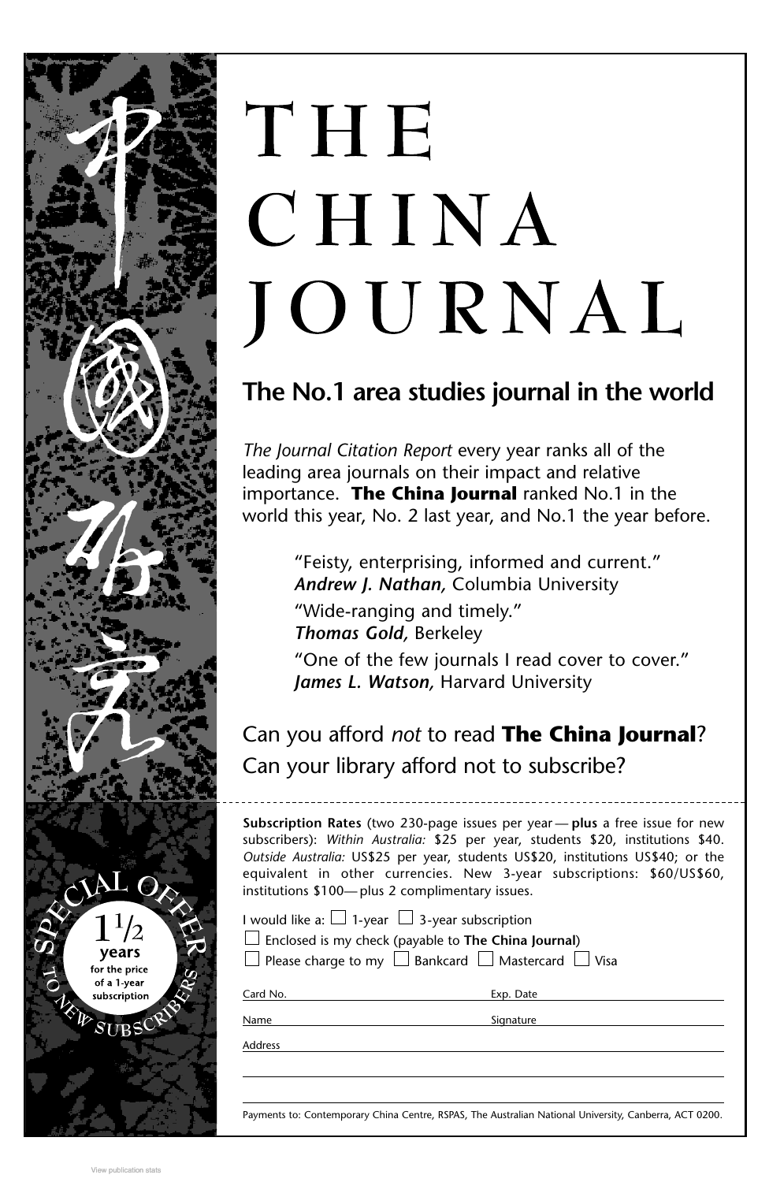# THE CHINA JOURNAL

中國研究

## The No.1 area studies journal in the world

*The Journal Citation Report* every year ranks all of the leading area journals on their impact and relative importance. **The China Journal** ranked No.1 in the world this year, No. 2 last year, and No.1 the year before.

> "Feisty, enterprising, informed and current."
> ***Andrew J. Nathan,*** Columbia University
>
> "Wide-ranging and timely."
> ***Thomas Gold,*** Berkeley
>
> "One of the few journals I read cover to cover."
> ***James L. Watson,*** Harvard University

Can you afford *not* to read **The China Journal**?
Can your library afford not to subscribe?

---

SPECIAL OFFER TO NEW SUBSCRIBERS

1½ **years** for the price of a 1-year subscription

**Subscription Rates** (two 230-page issues per year — **plus** a free issue for new subscribers): *Within Australia:* $25 per year, students $20, institutions $40. *Outside Australia:* US$25 per year, students US$20, institutions US$40; or the equivalent in other currencies. New 3-year subscriptions: $60/US$60, institutions $100 — plus 2 complimentary issues.

I would like a: ☐ 1-year ☐ 3-year subscription

☐ Enclosed is my check (payable to **The China Journal**)

☐ Please charge to my ☐ Bankcard ☐ Mastercard ☐ Visa

Card No. ________________ Exp. Date ________________

Name ________________ Signature ________________

Address ________________________________

Payments to: Contemporary China Centre, RSPAS, The Australian National University, Canberra, ACT 0200.